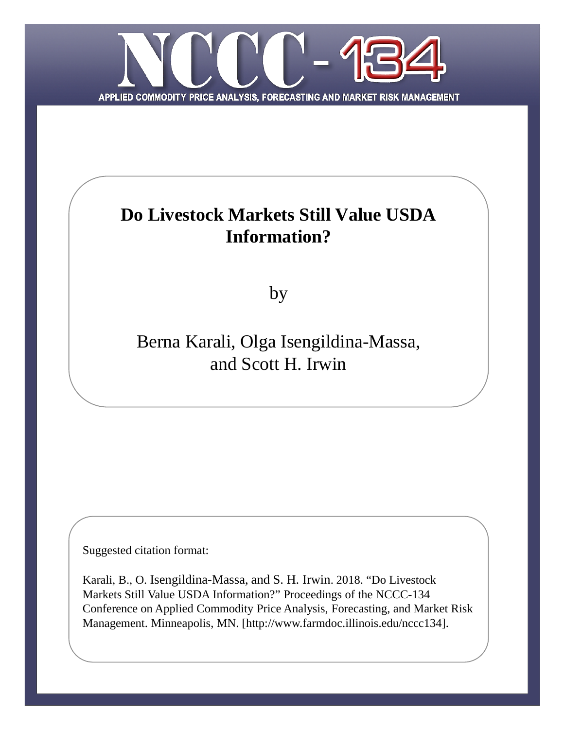NCCC-134

APPLIED COMMODITY PRICE ANALYSIS, FORECASTING AND MARKET RISK MANAGEMENT

# Do Livestock Markets Still Value USDA Information?

by

Berna Karali, Olga Isengildina-Massa, and Scott H. Irwin

Suggested citation format:

Karali, B., O. Isengildina-Massa, and S. H. Irwin. 2018. "Do Livestock Markets Still Value USDA Information?" Proceedings of the NCCC-134 Conference on Applied Commodity Price Analysis, Forecasting, and Market Risk Management. Minneapolis, MN. [http://www.farmdoc.illinois.edu/nccc134].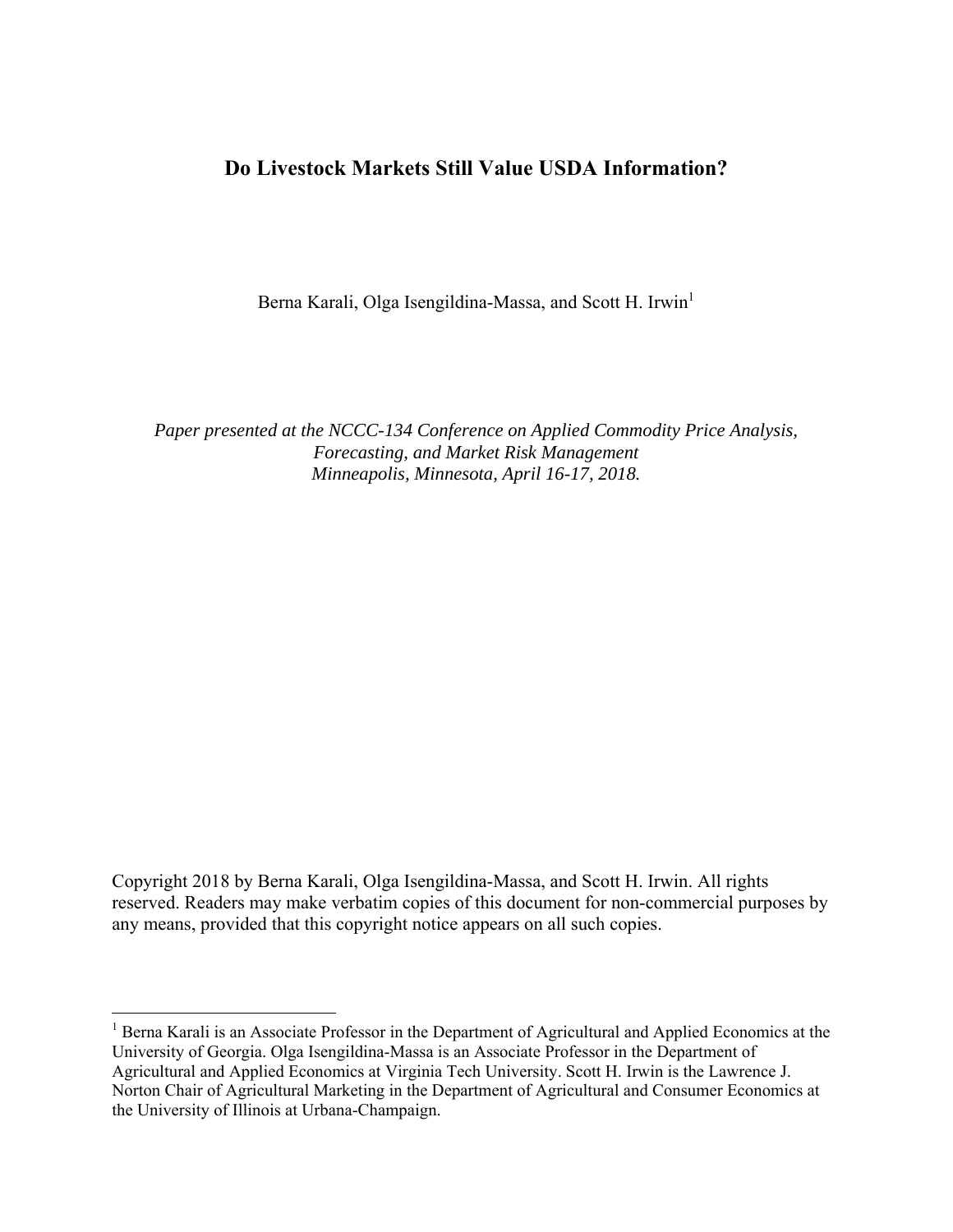# Do Livestock Markets Still Value USDA Information?

Berna Karali, Olga Isengildina-Massa, and Scott H. Irwin[1]

*Paper presented at the NCCC-134 Conference on Applied Commodity Price Analysis, Forecasting, and Market Risk Management*
*Minneapolis, Minnesota, April 16-17, 2018.*

Copyright 2018 by Berna Karali, Olga Isengildina-Massa, and Scott H. Irwin. All rights reserved. Readers may make verbatim copies of this document for non-commercial purposes by any means, provided that this copyright notice appears on all such copies.

---

[1] Berna Karali is an Associate Professor in the Department of Agricultural and Applied Economics at the University of Georgia. Olga Isengildina-Massa is an Associate Professor in the Department of Agricultural and Applied Economics at Virginia Tech University. Scott H. Irwin is the Lawrence J. Norton Chair of Agricultural Marketing in the Department of Agricultural and Consumer Economics at the University of Illinois at Urbana-Champaign.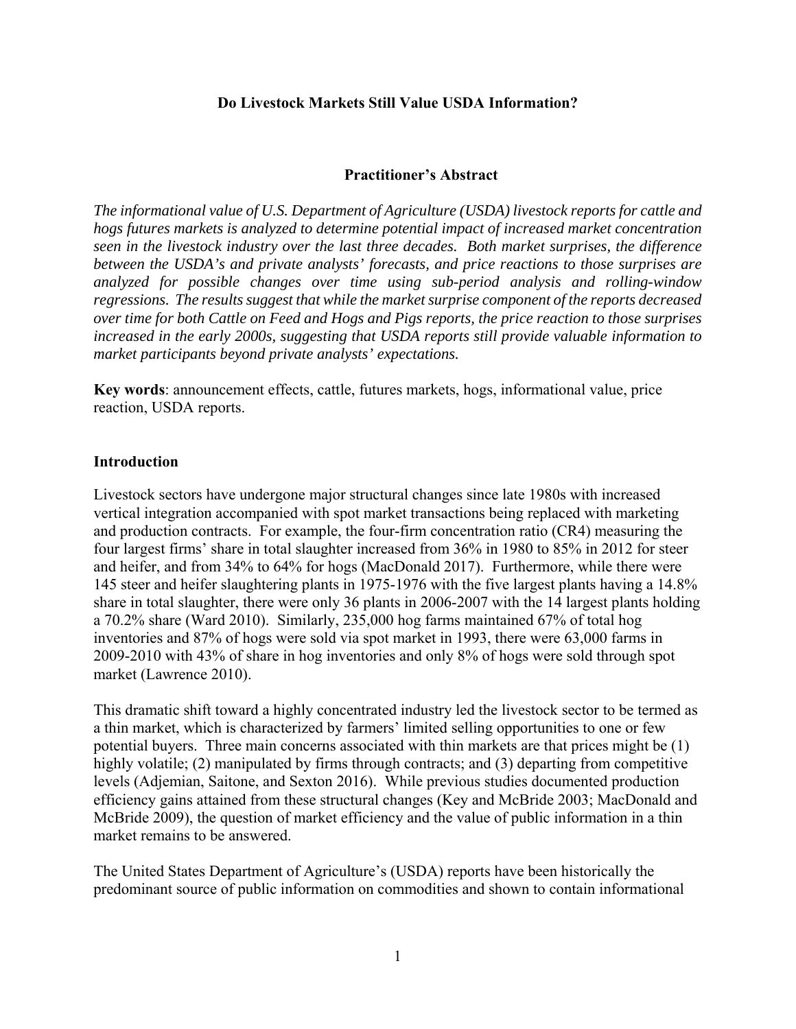**Do Livestock Markets Still Value USDA Information?**

**Practitioner's Abstract**

*The informational value of U.S. Department of Agriculture (USDA) livestock reports for cattle and hogs futures markets is analyzed to determine potential impact of increased market concentration seen in the livestock industry over the last three decades. Both market surprises, the difference between the USDA's and private analysts' forecasts, and price reactions to those surprises are analyzed for possible changes over time using sub-period analysis and rolling-window regressions. The results suggest that while the market surprise component of the reports decreased over time for both Cattle on Feed and Hogs and Pigs reports, the price reaction to those surprises increased in the early 2000s, suggesting that USDA reports still provide valuable information to market participants beyond private analysts' expectations.*

**Key words**: announcement effects, cattle, futures markets, hogs, informational value, price reaction, USDA reports.

## Introduction

Livestock sectors have undergone major structural changes since late 1980s with increased vertical integration accompanied with spot market transactions being replaced with marketing and production contracts. For example, the four-firm concentration ratio (CR4) measuring the four largest firms' share in total slaughter increased from 36% in 1980 to 85% in 2012 for steer and heifer, and from 34% to 64% for hogs (MacDonald 2017). Furthermore, while there were 145 steer and heifer slaughtering plants in 1975-1976 with the five largest plants having a 14.8% share in total slaughter, there were only 36 plants in 2006-2007 with the 14 largest plants holding a 70.2% share (Ward 2010). Similarly, 235,000 hog farms maintained 67% of total hog inventories and 87% of hogs were sold via spot market in 1993, there were 63,000 farms in 2009-2010 with 43% of share in hog inventories and only 8% of hogs were sold through spot market (Lawrence 2010).

This dramatic shift toward a highly concentrated industry led the livestock sector to be termed as a thin market, which is characterized by farmers' limited selling opportunities to one or few potential buyers. Three main concerns associated with thin markets are that prices might be (1) highly volatile; (2) manipulated by firms through contracts; and (3) departing from competitive levels (Adjemian, Saitone, and Sexton 2016). While previous studies documented production efficiency gains attained from these structural changes (Key and McBride 2003; MacDonald and McBride 2009), the question of market efficiency and the value of public information in a thin market remains to be answered.

The United States Department of Agriculture's (USDA) reports have been historically the predominant source of public information on commodities and shown to contain informational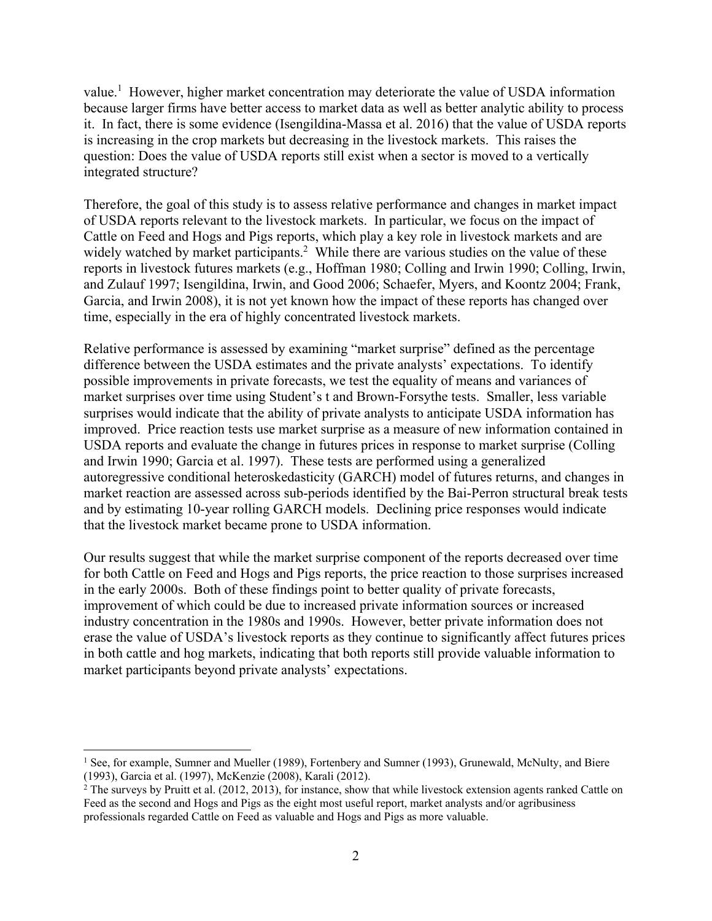value.[1] However, higher market concentration may deteriorate the value of USDA information because larger firms have better access to market data as well as better analytic ability to process it. In fact, there is some evidence (Isengildina-Massa et al. 2016) that the value of USDA reports is increasing in the crop markets but decreasing in the livestock markets. This raises the question: Does the value of USDA reports still exist when a sector is moved to a vertically integrated structure?

Therefore, the goal of this study is to assess relative performance and changes in market impact of USDA reports relevant to the livestock markets. In particular, we focus on the impact of Cattle on Feed and Hogs and Pigs reports, which play a key role in livestock markets and are widely watched by market participants.[2] While there are various studies on the value of these reports in livestock futures markets (e.g., Hoffman 1980; Colling and Irwin 1990; Colling, Irwin, and Zulauf 1997; Isengildina, Irwin, and Good 2006; Schaefer, Myers, and Koontz 2004; Frank, Garcia, and Irwin 2008), it is not yet known how the impact of these reports has changed over time, especially in the era of highly concentrated livestock markets.

Relative performance is assessed by examining "market surprise" defined as the percentage difference between the USDA estimates and the private analysts' expectations. To identify possible improvements in private forecasts, we test the equality of means and variances of market surprises over time using Student's t and Brown-Forsythe tests. Smaller, less variable surprises would indicate that the ability of private analysts to anticipate USDA information has improved. Price reaction tests use market surprise as a measure of new information contained in USDA reports and evaluate the change in futures prices in response to market surprise (Colling and Irwin 1990; Garcia et al. 1997). These tests are performed using a generalized autoregressive conditional heteroskedasticity (GARCH) model of futures returns, and changes in market reaction are assessed across sub-periods identified by the Bai-Perron structural break tests and by estimating 10-year rolling GARCH models. Declining price responses would indicate that the livestock market became prone to USDA information.

Our results suggest that while the market surprise component of the reports decreased over time for both Cattle on Feed and Hogs and Pigs reports, the price reaction to those surprises increased in the early 2000s. Both of these findings point to better quality of private forecasts, improvement of which could be due to increased private information sources or increased industry concentration in the 1980s and 1990s. However, better private information does not erase the value of USDA's livestock reports as they continue to significantly affect futures prices in both cattle and hog markets, indicating that both reports still provide valuable information to market participants beyond private analysts' expectations.

---

[1] See, for example, Sumner and Mueller (1989), Fortenbery and Sumner (1993), Grunewald, McNulty, and Biere (1993), Garcia et al. (1997), McKenzie (2008), Karali (2012).

[2] The surveys by Pruitt et al. (2012, 2013), for instance, show that while livestock extension agents ranked Cattle on Feed as the second and Hogs and Pigs as the eight most useful report, market analysts and/or agribusiness professionals regarded Cattle on Feed as valuable and Hogs and Pigs as more valuable.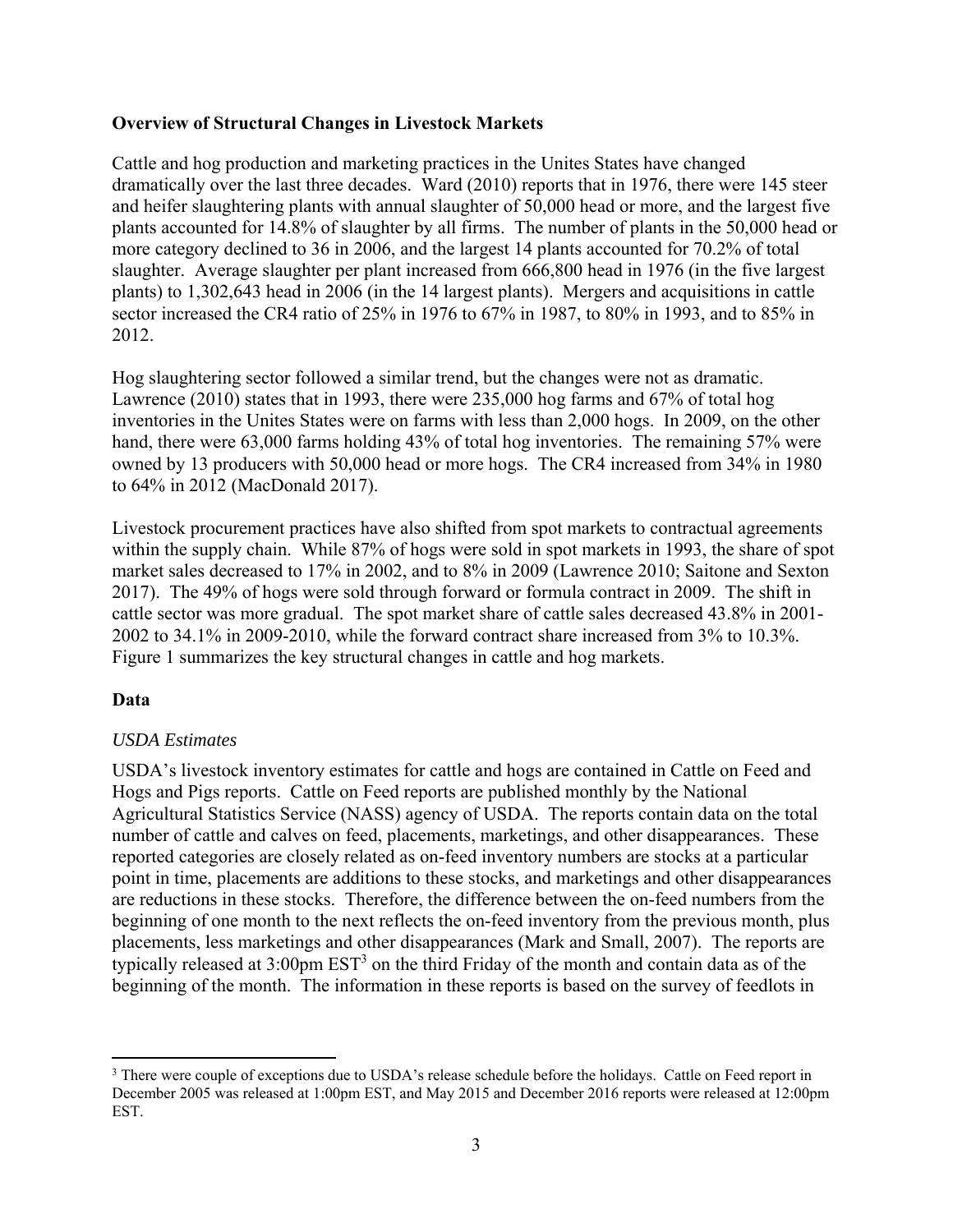**Overview of Structural Changes in Livestock Markets**

Cattle and hog production and marketing practices in the Unites States have changed dramatically over the last three decades. Ward (2010) reports that in 1976, there were 145 steer and heifer slaughtering plants with annual slaughter of 50,000 head or more, and the largest five plants accounted for 14.8% of slaughter by all firms. The number of plants in the 50,000 head or more category declined to 36 in 2006, and the largest 14 plants accounted for 70.2% of total slaughter. Average slaughter per plant increased from 666,800 head in 1976 (in the five largest plants) to 1,302,643 head in 2006 (in the 14 largest plants). Mergers and acquisitions in cattle sector increased the CR4 ratio of 25% in 1976 to 67% in 1987, to 80% in 1993, and to 85% in 2012.

Hog slaughtering sector followed a similar trend, but the changes were not as dramatic. Lawrence (2010) states that in 1993, there were 235,000 hog farms and 67% of total hog inventories in the Unites States were on farms with less than 2,000 hogs. In 2009, on the other hand, there were 63,000 farms holding 43% of total hog inventories. The remaining 57% were owned by 13 producers with 50,000 head or more hogs. The CR4 increased from 34% in 1980 to 64% in 2012 (MacDonald 2017).

Livestock procurement practices have also shifted from spot markets to contractual agreements within the supply chain. While 87% of hogs were sold in spot markets in 1993, the share of spot market sales decreased to 17% in 2002, and to 8% in 2009 (Lawrence 2010; Saitone and Sexton 2017). The 49% of hogs were sold through forward or formula contract in 2009. The shift in cattle sector was more gradual. The spot market share of cattle sales decreased 43.8% in 2001-2002 to 34.1% in 2009-2010, while the forward contract share increased from 3% to 10.3%. Figure 1 summarizes the key structural changes in cattle and hog markets.

**Data**

*USDA Estimates*

USDA's livestock inventory estimates for cattle and hogs are contained in Cattle on Feed and Hogs and Pigs reports. Cattle on Feed reports are published monthly by the National Agricultural Statistics Service (NASS) agency of USDA. The reports contain data on the total number of cattle and calves on feed, placements, marketings, and other disappearances. These reported categories are closely related as on-feed inventory numbers are stocks at a particular point in time, placements are additions to these stocks, and marketings and other disappearances are reductions in these stocks. Therefore, the difference between the on-feed numbers from the beginning of one month to the next reflects the on-feed inventory from the previous month, plus placements, less marketings and other disappearances (Mark and Small, 2007). The reports are typically released at 3:00pm EST[3] on the third Friday of the month and contain data as of the beginning of the month. The information in these reports is based on the survey of feedlots in

[3] There were couple of exceptions due to USDA's release schedule before the holidays. Cattle on Feed report in December 2005 was released at 1:00pm EST, and May 2015 and December 2016 reports were released at 12:00pm EST.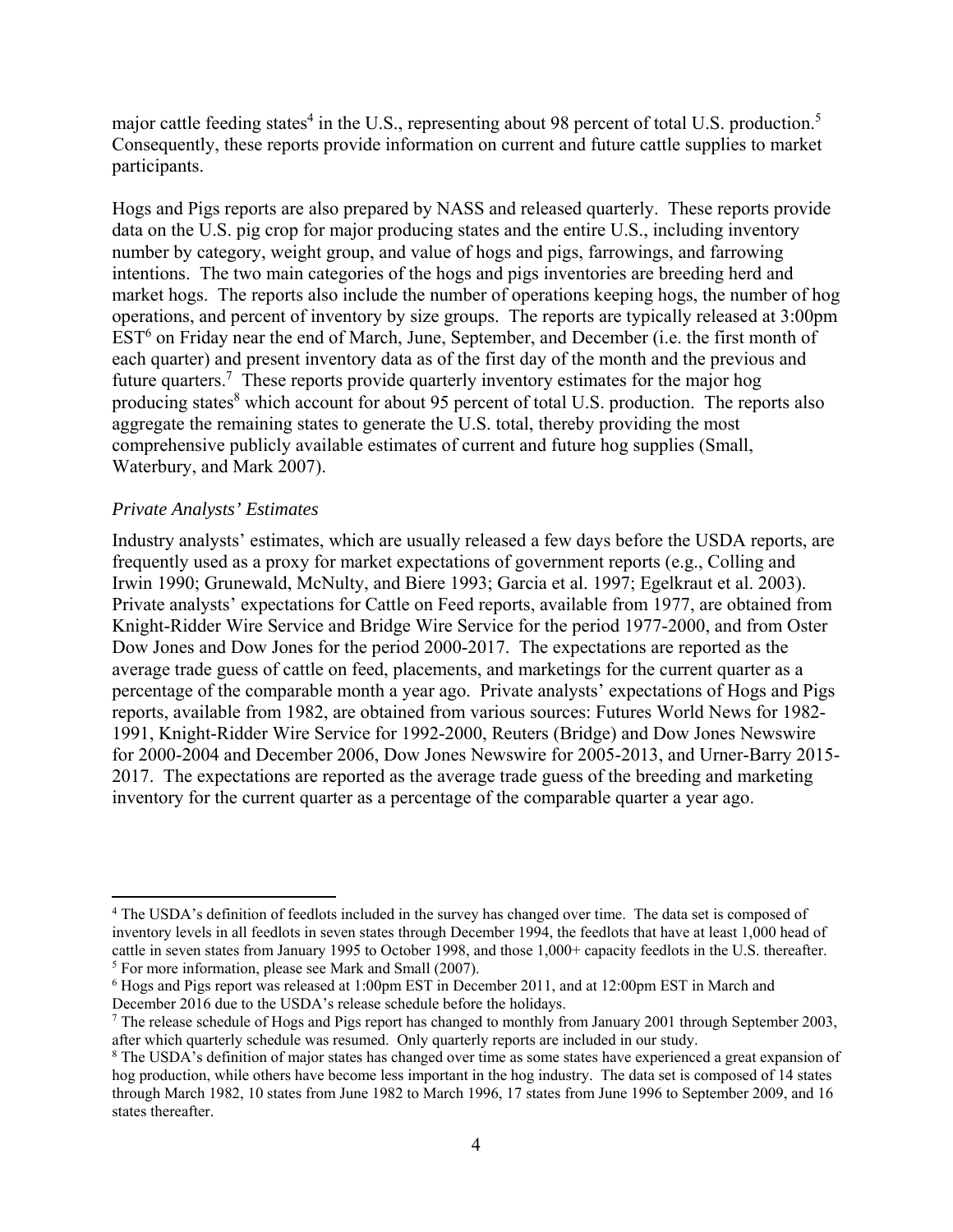major cattle feeding states[4] in the U.S., representing about 98 percent of total U.S. production.[5] Consequently, these reports provide information on current and future cattle supplies to market participants.

Hogs and Pigs reports are also prepared by NASS and released quarterly. These reports provide data on the U.S. pig crop for major producing states and the entire U.S., including inventory number by category, weight group, and value of hogs and pigs, farrowings, and farrowing intentions. The two main categories of the hogs and pigs inventories are breeding herd and market hogs. The reports also include the number of operations keeping hogs, the number of hog operations, and percent of inventory by size groups. The reports are typically released at 3:00pm EST[6] on Friday near the end of March, June, September, and December (i.e. the first month of each quarter) and present inventory data as of the first day of the month and the previous and future quarters.[7] These reports provide quarterly inventory estimates for the major hog producing states[8] which account for about 95 percent of total U.S. production. The reports also aggregate the remaining states to generate the U.S. total, thereby providing the most comprehensive publicly available estimates of current and future hog supplies (Small, Waterbury, and Mark 2007).

*Private Analysts' Estimates*

Industry analysts' estimates, which are usually released a few days before the USDA reports, are frequently used as a proxy for market expectations of government reports (e.g., Colling and Irwin 1990; Grunewald, McNulty, and Biere 1993; Garcia et al. 1997; Egelkraut et al. 2003). Private analysts' expectations for Cattle on Feed reports, available from 1977, are obtained from Knight-Ridder Wire Service and Bridge Wire Service for the period 1977-2000, and from Oster Dow Jones and Dow Jones for the period 2000-2017. The expectations are reported as the average trade guess of cattle on feed, placements, and marketings for the current quarter as a percentage of the comparable month a year ago. Private analysts' expectations of Hogs and Pigs reports, available from 1982, are obtained from various sources: Futures World News for 1982-1991, Knight-Ridder Wire Service for 1992-2000, Reuters (Bridge) and Dow Jones Newswire for 2000-2004 and December 2006, Dow Jones Newswire for 2005-2013, and Urner-Barry 2015-2017. The expectations are reported as the average trade guess of the breeding and marketing inventory for the current quarter as a percentage of the comparable quarter a year ago.

---

[4] The USDA's definition of feedlots included in the survey has changed over time. The data set is composed of inventory levels in all feedlots in seven states through December 1994, the feedlots that have at least 1,000 head of cattle in seven states from January 1995 to October 1998, and those 1,000+ capacity feedlots in the U.S. thereafter.

[5] For more information, please see Mark and Small (2007).

[6] Hogs and Pigs report was released at 1:00pm EST in December 2011, and at 12:00pm EST in March and December 2016 due to the USDA's release schedule before the holidays.

[7] The release schedule of Hogs and Pigs report has changed to monthly from January 2001 through September 2003, after which quarterly schedule was resumed. Only quarterly reports are included in our study.

[8] The USDA's definition of major states has changed over time as some states have experienced a great expansion of hog production, while others have become less important in the hog industry. The data set is composed of 14 states through March 1982, 10 states from June 1982 to March 1996, 17 states from June 1996 to September 2009, and 16 states thereafter.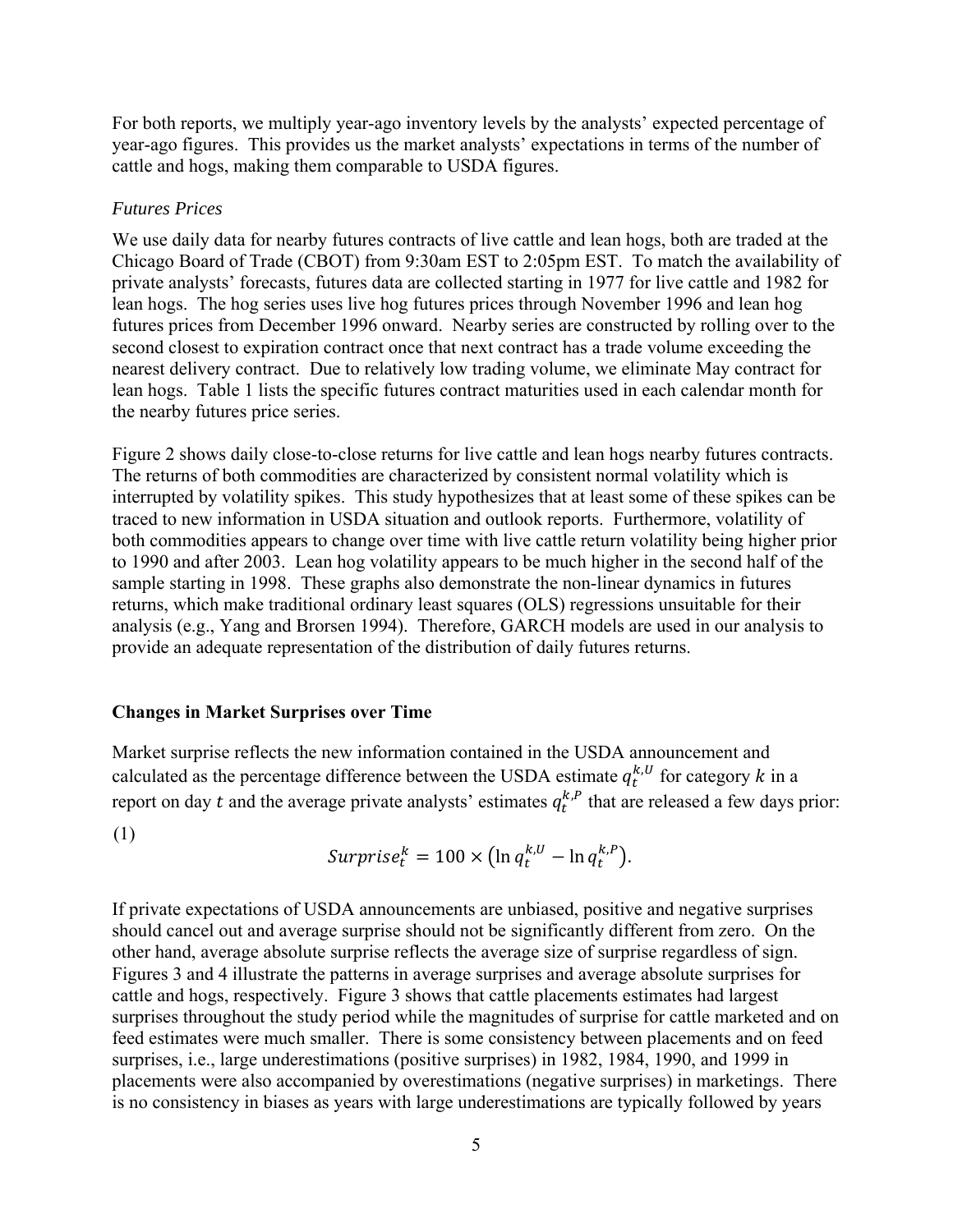For both reports, we multiply year-ago inventory levels by the analysts' expected percentage of year-ago figures. This provides us the market analysts' expectations in terms of the number of cattle and hogs, making them comparable to USDA figures.

### *Futures Prices*

We use daily data for nearby futures contracts of live cattle and lean hogs, both are traded at the Chicago Board of Trade (CBOT) from 9:30am EST to 2:05pm EST. To match the availability of private analysts' forecasts, futures data are collected starting in 1977 for live cattle and 1982 for lean hogs. The hog series uses live hog futures prices through November 1996 and lean hog futures prices from December 1996 onward. Nearby series are constructed by rolling over to the second closest to expiration contract once that next contract has a trade volume exceeding the nearest delivery contract. Due to relatively low trading volume, we eliminate May contract for lean hogs. Table 1 lists the specific futures contract maturities used in each calendar month for the nearby futures price series.

Figure 2 shows daily close-to-close returns for live cattle and lean hogs nearby futures contracts. The returns of both commodities are characterized by consistent normal volatility which is interrupted by volatility spikes. This study hypothesizes that at least some of these spikes can be traced to new information in USDA situation and outlook reports. Furthermore, volatility of both commodities appears to change over time with live cattle return volatility being higher prior to 1990 and after 2003. Lean hog volatility appears to be much higher in the second half of the sample starting in 1998. These graphs also demonstrate the non-linear dynamics in futures returns, which make traditional ordinary least squares (OLS) regressions unsuitable for their analysis (e.g., Yang and Brorsen 1994). Therefore, GARCH models are used in our analysis to provide an adequate representation of the distribution of daily futures returns.

## Changes in Market Surprises over Time

Market surprise reflects the new information contained in the USDA announcement and calculated as the percentage difference between the USDA estimate $q_t^{k,U}$ for category $k$ in a report on day $t$ and the average private analysts' estimates $q_t^{k,P}$ that are released a few days prior:

(1)
$$Surprise_t^k = 100 \times \left(\ln q_t^{k,U} - \ln q_t^{k,P}\right).$$

If private expectations of USDA announcements are unbiased, positive and negative surprises should cancel out and average surprise should not be significantly different from zero. On the other hand, average absolute surprise reflects the average size of surprise regardless of sign. Figures 3 and 4 illustrate the patterns in average surprises and average absolute surprises for cattle and hogs, respectively. Figure 3 shows that cattle placements estimates had largest surprises throughout the study period while the magnitudes of surprise for cattle marketed and on feed estimates were much smaller. There is some consistency between placements and on feed surprises, i.e., large underestimations (positive surprises) in 1982, 1984, 1990, and 1999 in placements were also accompanied by overestimations (negative surprises) in marketings. There is no consistency in biases as years with large underestimations are typically followed by years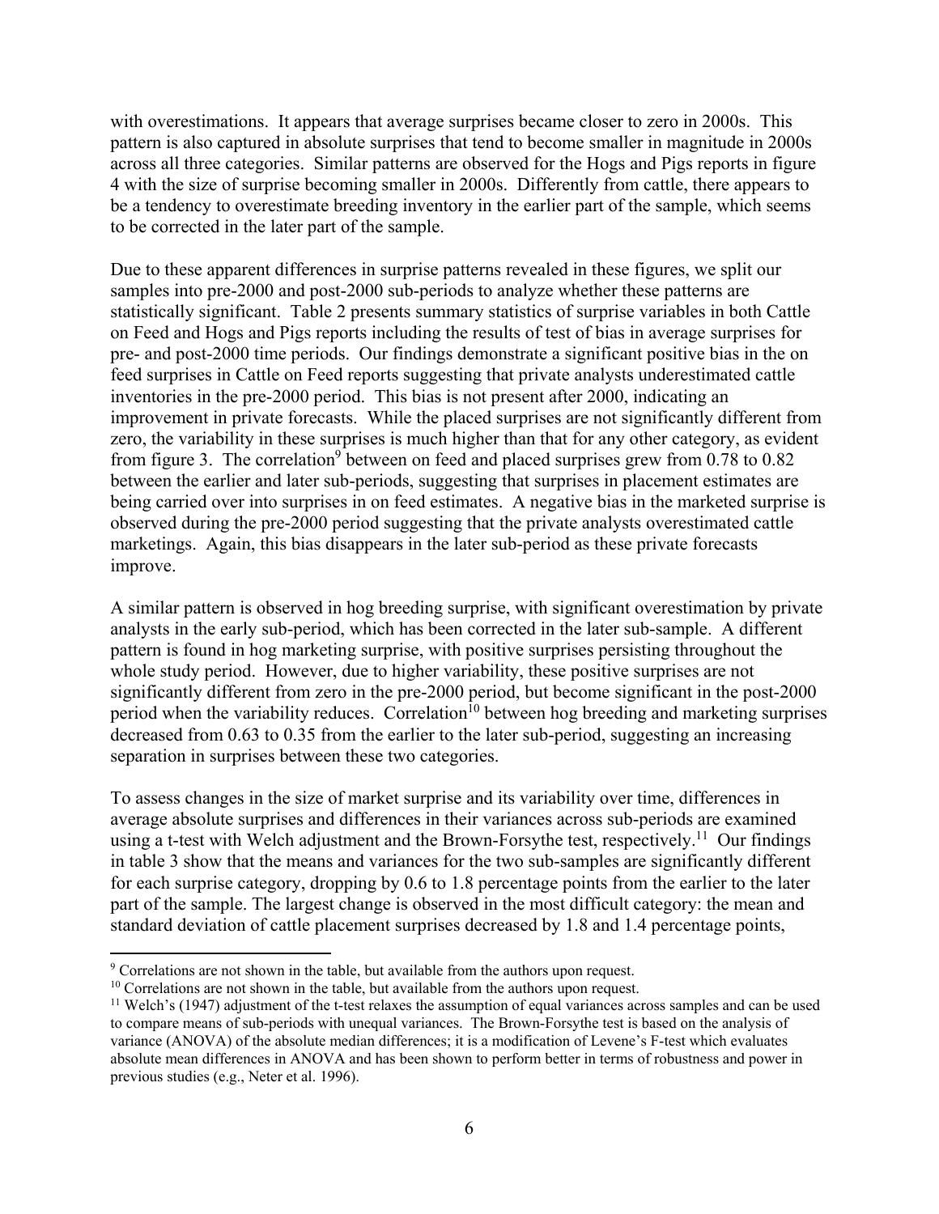with overestimations. It appears that average surprises became closer to zero in 2000s. This pattern is also captured in absolute surprises that tend to become smaller in magnitude in 2000s across all three categories. Similar patterns are observed for the Hogs and Pigs reports in figure 4 with the size of surprise becoming smaller in 2000s. Differently from cattle, there appears to be a tendency to overestimate breeding inventory in the earlier part of the sample, which seems to be corrected in the later part of the sample.

Due to these apparent differences in surprise patterns revealed in these figures, we split our samples into pre-2000 and post-2000 sub-periods to analyze whether these patterns are statistically significant. Table 2 presents summary statistics of surprise variables in both Cattle on Feed and Hogs and Pigs reports including the results of test of bias in average surprises for pre- and post-2000 time periods. Our findings demonstrate a significant positive bias in the on feed surprises in Cattle on Feed reports suggesting that private analysts underestimated cattle inventories in the pre-2000 period. This bias is not present after 2000, indicating an improvement in private forecasts. While the placed surprises are not significantly different from zero, the variability in these surprises is much higher than that for any other category, as evident from figure 3. The correlation[9] between on feed and placed surprises grew from 0.78 to 0.82 between the earlier and later sub-periods, suggesting that surprises in placement estimates are being carried over into surprises in on feed estimates. A negative bias in the marketed surprise is observed during the pre-2000 period suggesting that the private analysts overestimated cattle marketings. Again, this bias disappears in the later sub-period as these private forecasts improve.

A similar pattern is observed in hog breeding surprise, with significant overestimation by private analysts in the early sub-period, which has been corrected in the later sub-sample. A different pattern is found in hog marketing surprise, with positive surprises persisting throughout the whole study period. However, due to higher variability, these positive surprises are not significantly different from zero in the pre-2000 period, but become significant in the post-2000 period when the variability reduces. Correlation[10] between hog breeding and marketing surprises decreased from 0.63 to 0.35 from the earlier to the later sub-period, suggesting an increasing separation in surprises between these two categories.

To assess changes in the size of market surprise and its variability over time, differences in average absolute surprises and differences in their variances across sub-periods are examined using a t-test with Welch adjustment and the Brown-Forsythe test, respectively.[11] Our findings in table 3 show that the means and variances for the two sub-samples are significantly different for each surprise category, dropping by 0.6 to 1.8 percentage points from the earlier to the later part of the sample. The largest change is observed in the most difficult category: the mean and standard deviation of cattle placement surprises decreased by 1.8 and 1.4 percentage points,

---

[9] Correlations are not shown in the table, but available from the authors upon request.

[10] Correlations are not shown in the table, but available from the authors upon request.

[11] Welch's (1947) adjustment of the t-test relaxes the assumption of equal variances across samples and can be used to compare means of sub-periods with unequal variances. The Brown-Forsythe test is based on the analysis of variance (ANOVA) of the absolute median differences; it is a modification of Levene's F-test which evaluates absolute mean differences in ANOVA and has been shown to perform better in terms of robustness and power in previous studies (e.g., Neter et al. 1996).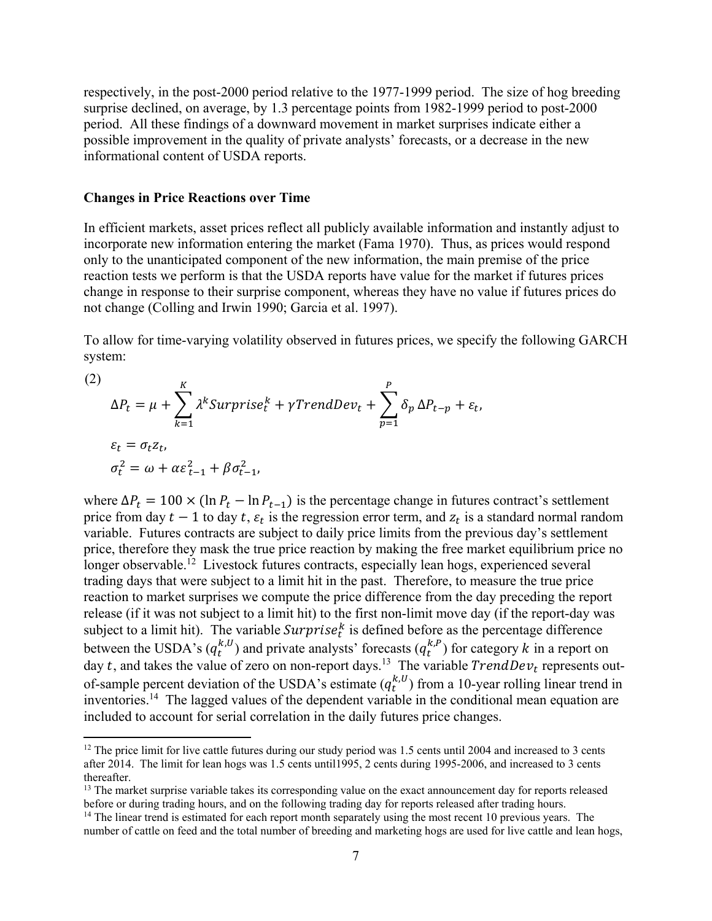respectively, in the post-2000 period relative to the 1977-1999 period. The size of hog breeding surprise declined, on average, by 1.3 percentage points from 1982-1999 period to post-2000 period. All these findings of a downward movement in market surprises indicate either a possible improvement in the quality of private analysts' forecasts, or a decrease in the new informational content of USDA reports.

**Changes in Price Reactions over Time**

In efficient markets, asset prices reflect all publicly available information and instantly adjust to incorporate new information entering the market (Fama 1970). Thus, as prices would respond only to the unanticipated component of the new information, the main premise of the price reaction tests we perform is that the USDA reports have value for the market if futures prices change in response to their surprise component, whereas they have no value if futures prices do not change (Colling and Irwin 1990; Garcia et al. 1997).

To allow for time-varying volatility observed in futures prices, we specify the following GARCH system:

(2)

$$\Delta P_t = \mu + \sum_{k=1}^{K} \lambda^k Surprise_t^k + \gamma TrendDev_t + \sum_{p=1}^{P} \delta_p \Delta P_{t-p} + \varepsilon_t,$$

$$\varepsilon_t = \sigma_t z_t,$$

$$\sigma_t^2 = \omega + \alpha \varepsilon_{t-1}^2 + \beta \sigma_{t-1}^2,$$

where $\Delta P_t = 100 \times (\ln P_t - \ln P_{t-1})$ is the percentage change in futures contract's settlement price from day $t-1$ to day $t$, $\varepsilon_t$ is the regression error term, and $z_t$ is a standard normal random variable. Futures contracts are subject to daily price limits from the previous day's settlement price, therefore they mask the true price reaction by making the free market equilibrium price no longer observable.[12] Livestock futures contracts, especially lean hogs, experienced several trading days that were subject to a limit hit in the past. Therefore, to measure the true price reaction to market surprises we compute the price difference from the day preceding the report release (if it was not subject to a limit hit) to the first non-limit move day (if the report-day was subject to a limit hit). The variable $Surprise_t^k$ is defined before as the percentage difference between the USDA's ($q_t^{k,U}$) and private analysts' forecasts ($q_t^{k,P}$) for category $k$ in a report on day $t$, and takes the value of zero on non-report days.[13] The variable $TrendDev_t$ represents out-of-sample percent deviation of the USDA's estimate ($q_t^{k,U}$) from a 10-year rolling linear trend in inventories.[14] The lagged values of the dependent variable in the conditional mean equation are included to account for serial correlation in the daily futures price changes.

[12] The price limit for live cattle futures during our study period was 1.5 cents until 2004 and increased to 3 cents after 2014. The limit for lean hogs was 1.5 cents until1995, 2 cents during 1995-2006, and increased to 3 cents thereafter.

[13] The market surprise variable takes its corresponding value on the exact announcement day for reports released before or during trading hours, and on the following trading day for reports released after trading hours.

[14] The linear trend is estimated for each report month separately using the most recent 10 previous years. The number of cattle on feed and the total number of breeding and marketing hogs are used for live cattle and lean hogs,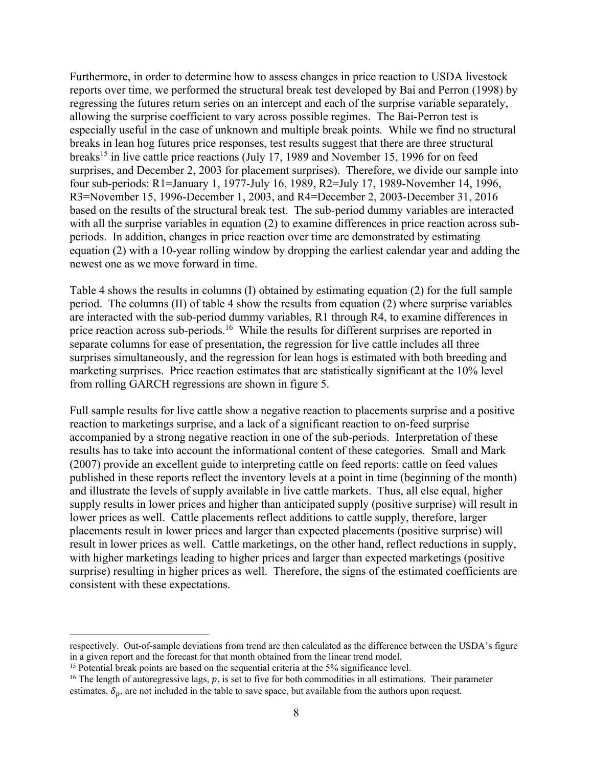Furthermore, in order to determine how to assess changes in price reaction to USDA livestock reports over time, we performed the structural break test developed by Bai and Perron (1998) by regressing the futures return series on an intercept and each of the surprise variable separately, allowing the surprise coefficient to vary across possible regimes. The Bai-Perron test is especially useful in the case of unknown and multiple break points. While we find no structural breaks in lean hog futures price responses, test results suggest that there are three structural breaks[15] in live cattle price reactions (July 17, 1989 and November 15, 1996 for on feed surprises, and December 2, 2003 for placement surprises). Therefore, we divide our sample into four sub-periods: R1=January 1, 1977-July 16, 1989, R2=July 17, 1989-November 14, 1996, R3=November 15, 1996-December 1, 2003, and R4=December 2, 2003-December 31, 2016 based on the results of the structural break test. The sub-period dummy variables are interacted with all the surprise variables in equation (2) to examine differences in price reaction across sub-periods. In addition, changes in price reaction over time are demonstrated by estimating equation (2) with a 10-year rolling window by dropping the earliest calendar year and adding the newest one as we move forward in time.

Table 4 shows the results in columns (I) obtained by estimating equation (2) for the full sample period. The columns (II) of table 4 show the results from equation (2) where surprise variables are interacted with the sub-period dummy variables, R1 through R4, to examine differences in price reaction across sub-periods.[16] While the results for different surprises are reported in separate columns for ease of presentation, the regression for live cattle includes all three surprises simultaneously, and the regression for lean hogs is estimated with both breeding and marketing surprises. Price reaction estimates that are statistically significant at the 10% level from rolling GARCH regressions are shown in figure 5.

Full sample results for live cattle show a negative reaction to placements surprise and a positive reaction to marketings surprise, and a lack of a significant reaction to on-feed surprise accompanied by a strong negative reaction in one of the sub-periods. Interpretation of these results has to take into account the informational content of these categories. Small and Mark (2007) provide an excellent guide to interpreting cattle on feed reports: cattle on feed values published in these reports reflect the inventory levels at a point in time (beginning of the month) and illustrate the levels of supply available in live cattle markets. Thus, all else equal, higher supply results in lower prices and higher than anticipated supply (positive surprise) will result in lower prices as well. Cattle placements reflect additions to cattle supply, therefore, larger placements result in lower prices and larger than expected placements (positive surprise) will result in lower prices as well. Cattle marketings, on the other hand, reflect reductions in supply, with higher marketings leading to higher prices and larger than expected marketings (positive surprise) resulting in higher prices as well. Therefore, the signs of the estimated coefficients are consistent with these expectations.

---

respectively. Out-of-sample deviations from trend are then calculated as the difference between the USDA's figure in a given report and the forecast for that month obtained from the linear trend model.

[15] Potential break points are based on the sequential criteria at the 5% significance level.

[16] The length of autoregressive lags, $p$, is set to five for both commodities in all estimations. Their parameter estimates, $\delta_p$, are not included in the table to save space, but available from the authors upon request.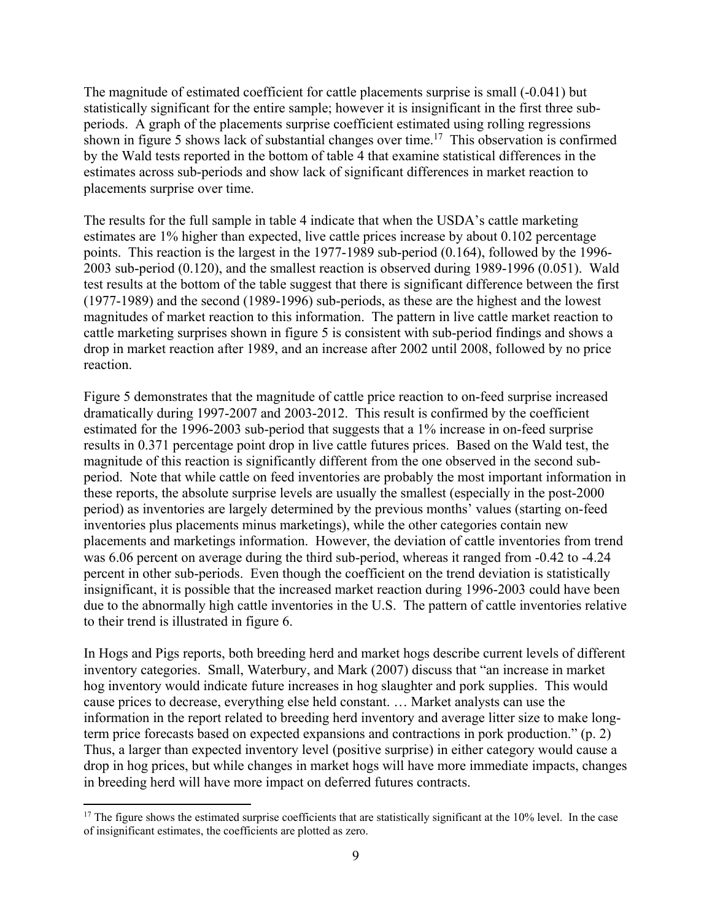The magnitude of estimated coefficient for cattle placements surprise is small (-0.041) but statistically significant for the entire sample; however it is insignificant in the first three sub-periods. A graph of the placements surprise coefficient estimated using rolling regressions shown in figure 5 shows lack of substantial changes over time.[17] This observation is confirmed by the Wald tests reported in the bottom of table 4 that examine statistical differences in the estimates across sub-periods and show lack of significant differences in market reaction to placements surprise over time.

The results for the full sample in table 4 indicate that when the USDA's cattle marketing estimates are 1% higher than expected, live cattle prices increase by about 0.102 percentage points. This reaction is the largest in the 1977-1989 sub-period (0.164), followed by the 1996-2003 sub-period (0.120), and the smallest reaction is observed during 1989-1996 (0.051). Wald test results at the bottom of the table suggest that there is significant difference between the first (1977-1989) and the second (1989-1996) sub-periods, as these are the highest and the lowest magnitudes of market reaction to this information. The pattern in live cattle market reaction to cattle marketing surprises shown in figure 5 is consistent with sub-period findings and shows a drop in market reaction after 1989, and an increase after 2002 until 2008, followed by no price reaction.

Figure 5 demonstrates that the magnitude of cattle price reaction to on-feed surprise increased dramatically during 1997-2007 and 2003-2012. This result is confirmed by the coefficient estimated for the 1996-2003 sub-period that suggests that a 1% increase in on-feed surprise results in 0.371 percentage point drop in live cattle futures prices. Based on the Wald test, the magnitude of this reaction is significantly different from the one observed in the second sub-period. Note that while cattle on feed inventories are probably the most important information in these reports, the absolute surprise levels are usually the smallest (especially in the post-2000 period) as inventories are largely determined by the previous months' values (starting on-feed inventories plus placements minus marketings), while the other categories contain new placements and marketings information. However, the deviation of cattle inventories from trend was 6.06 percent on average during the third sub-period, whereas it ranged from -0.42 to -4.24 percent in other sub-periods. Even though the coefficient on the trend deviation is statistically insignificant, it is possible that the increased market reaction during 1996-2003 could have been due to the abnormally high cattle inventories in the U.S. The pattern of cattle inventories relative to their trend is illustrated in figure 6.

In Hogs and Pigs reports, both breeding herd and market hogs describe current levels of different inventory categories. Small, Waterbury, and Mark (2007) discuss that "an increase in market hog inventory would indicate future increases in hog slaughter and pork supplies. This would cause prices to decrease, everything else held constant. … Market analysts can use the information in the report related to breeding herd inventory and average litter size to make long-term price forecasts based on expected expansions and contractions in pork production." (p. 2) Thus, a larger than expected inventory level (positive surprise) in either category would cause a drop in hog prices, but while changes in market hogs will have more immediate impacts, changes in breeding herd will have more impact on deferred futures contracts.

[17] The figure shows the estimated surprise coefficients that are statistically significant at the 10% level. In the case of insignificant estimates, the coefficients are plotted as zero.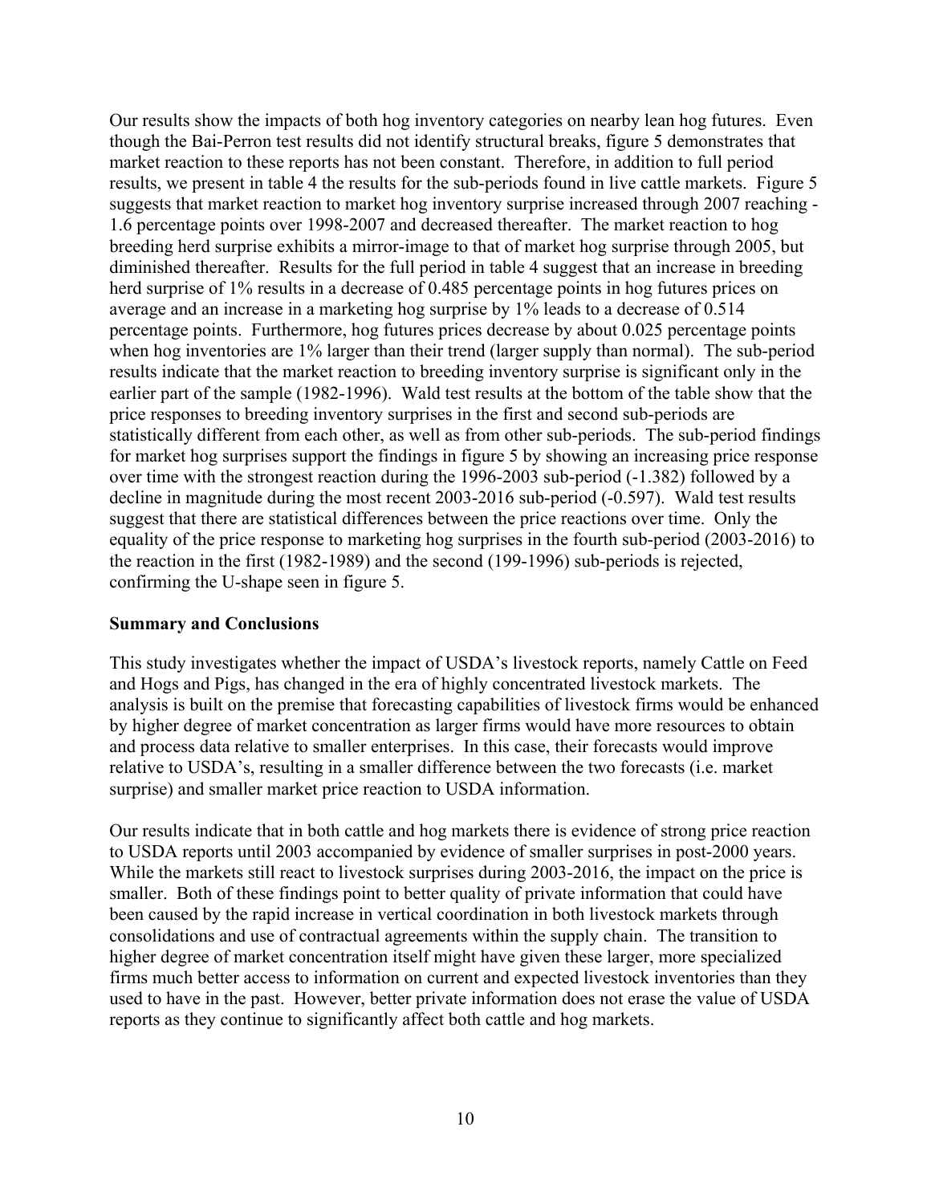Our results show the impacts of both hog inventory categories on nearby lean hog futures. Even though the Bai-Perron test results did not identify structural breaks, figure 5 demonstrates that market reaction to these reports has not been constant. Therefore, in addition to full period results, we present in table 4 the results for the sub-periods found in live cattle markets. Figure 5 suggests that market reaction to market hog inventory surprise increased through 2007 reaching -1.6 percentage points over 1998-2007 and decreased thereafter. The market reaction to hog breeding herd surprise exhibits a mirror-image to that of market hog surprise through 2005, but diminished thereafter. Results for the full period in table 4 suggest that an increase in breeding herd surprise of 1% results in a decrease of 0.485 percentage points in hog futures prices on average and an increase in a marketing hog surprise by 1% leads to a decrease of 0.514 percentage points. Furthermore, hog futures prices decrease by about 0.025 percentage points when hog inventories are 1% larger than their trend (larger supply than normal). The sub-period results indicate that the market reaction to breeding inventory surprise is significant only in the earlier part of the sample (1982-1996). Wald test results at the bottom of the table show that the price responses to breeding inventory surprises in the first and second sub-periods are statistically different from each other, as well as from other sub-periods. The sub-period findings for market hog surprises support the findings in figure 5 by showing an increasing price response over time with the strongest reaction during the 1996-2003 sub-period (-1.382) followed by a decline in magnitude during the most recent 2003-2016 sub-period (-0.597). Wald test results suggest that there are statistical differences between the price reactions over time. Only the equality of the price response to marketing hog surprises in the fourth sub-period (2003-2016) to the reaction in the first (1982-1989) and the second (199-1996) sub-periods is rejected, confirming the U-shape seen in figure 5.

## Summary and Conclusions

This study investigates whether the impact of USDA's livestock reports, namely Cattle on Feed and Hogs and Pigs, has changed in the era of highly concentrated livestock markets. The analysis is built on the premise that forecasting capabilities of livestock firms would be enhanced by higher degree of market concentration as larger firms would have more resources to obtain and process data relative to smaller enterprises. In this case, their forecasts would improve relative to USDA's, resulting in a smaller difference between the two forecasts (i.e. market surprise) and smaller market price reaction to USDA information.

Our results indicate that in both cattle and hog markets there is evidence of strong price reaction to USDA reports until 2003 accompanied by evidence of smaller surprises in post-2000 years. While the markets still react to livestock surprises during 2003-2016, the impact on the price is smaller. Both of these findings point to better quality of private information that could have been caused by the rapid increase in vertical coordination in both livestock markets through consolidations and use of contractual agreements within the supply chain. The transition to higher degree of market concentration itself might have given these larger, more specialized firms much better access to information on current and expected livestock inventories than they used to have in the past. However, better private information does not erase the value of USDA reports as they continue to significantly affect both cattle and hog markets.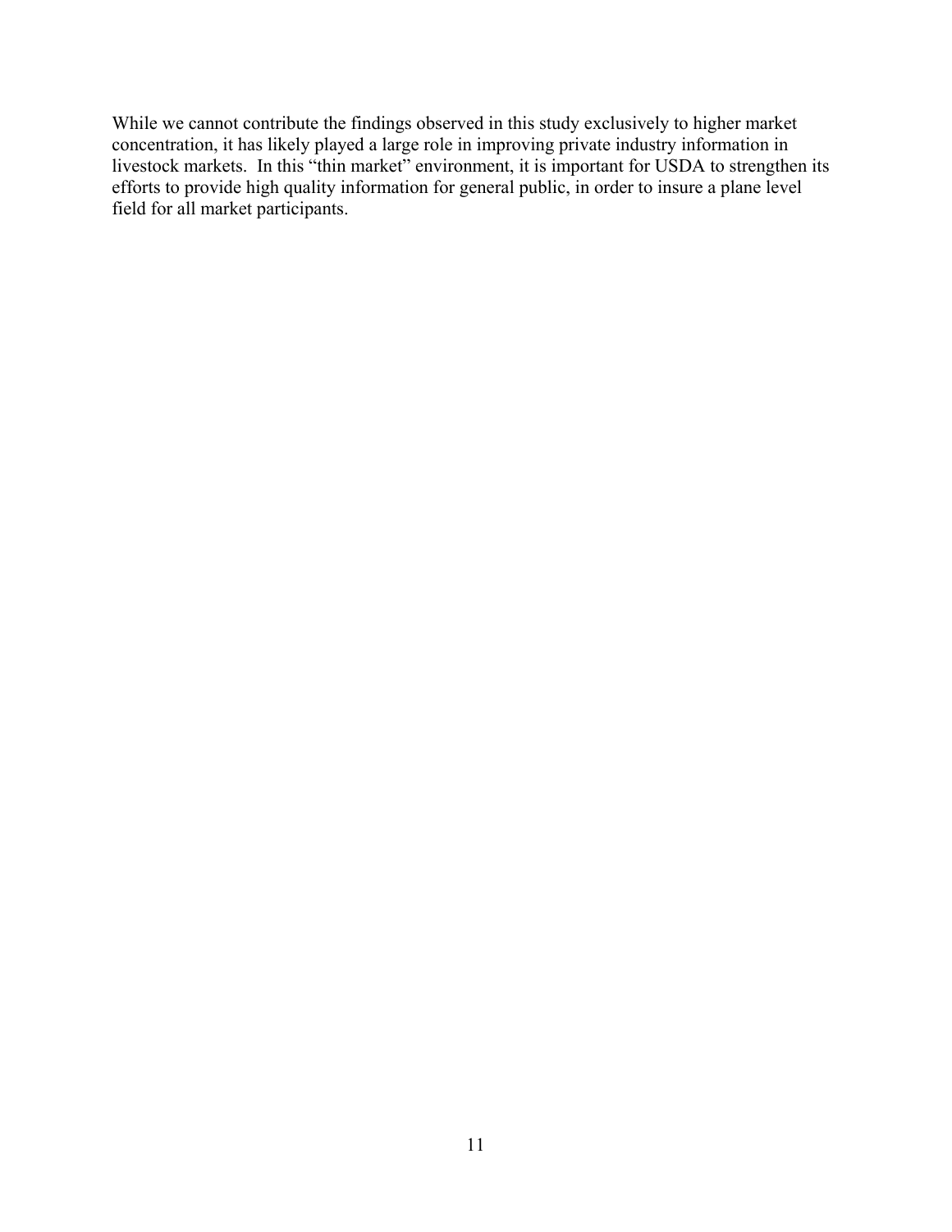While we cannot contribute the findings observed in this study exclusively to higher market concentration, it has likely played a large role in improving private industry information in livestock markets. In this "thin market" environment, it is important for USDA to strengthen its efforts to provide high quality information for general public, in order to insure a plane level field for all market participants.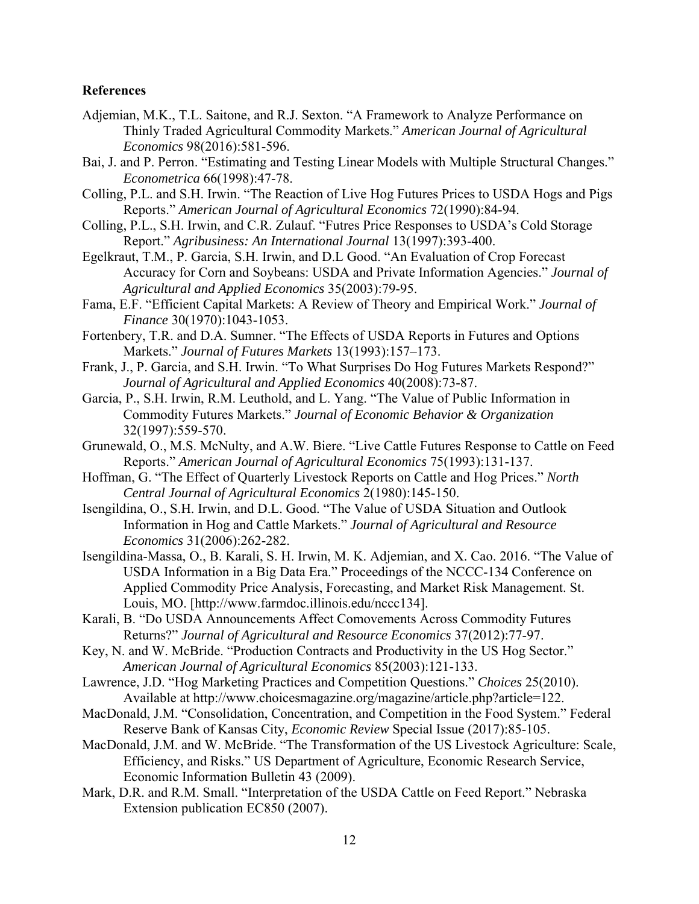## References

Adjemian, M.K., T.L. Saitone, and R.J. Sexton. "A Framework to Analyze Performance on Thinly Traded Agricultural Commodity Markets." *American Journal of Agricultural Economics* 98(2016):581-596.

Bai, J. and P. Perron. "Estimating and Testing Linear Models with Multiple Structural Changes." *Econometrica* 66(1998):47-78.

Colling, P.L. and S.H. Irwin. "The Reaction of Live Hog Futures Prices to USDA Hogs and Pigs Reports." *American Journal of Agricultural Economics* 72(1990):84-94.

Colling, P.L., S.H. Irwin, and C.R. Zulauf. "Futres Price Responses to USDA's Cold Storage Report." *Agribusiness: An International Journal* 13(1997):393-400.

Egelkraut, T.M., P. Garcia, S.H. Irwin, and D.L Good. "An Evaluation of Crop Forecast Accuracy for Corn and Soybeans: USDA and Private Information Agencies." *Journal of Agricultural and Applied Economics* 35(2003):79-95.

Fama, E.F. "Efficient Capital Markets: A Review of Theory and Empirical Work." *Journal of Finance* 30(1970):1043-1053.

Fortenbery, T.R. and D.A. Sumner. "The Effects of USDA Reports in Futures and Options Markets." *Journal of Futures Markets* 13(1993):157–173.

Frank, J., P. Garcia, and S.H. Irwin. "To What Surprises Do Hog Futures Markets Respond?" *Journal of Agricultural and Applied Economics* 40(2008):73-87.

Garcia, P., S.H. Irwin, R.M. Leuthold, and L. Yang. "The Value of Public Information in Commodity Futures Markets." *Journal of Economic Behavior & Organization* 32(1997):559-570.

Grunewald, O., M.S. McNulty, and A.W. Biere. "Live Cattle Futures Response to Cattle on Feed Reports." *American Journal of Agricultural Economics* 75(1993):131-137.

Hoffman, G. "The Effect of Quarterly Livestock Reports on Cattle and Hog Prices." *North Central Journal of Agricultural Economics* 2(1980):145-150.

Isengildina, O., S.H. Irwin, and D.L. Good. "The Value of USDA Situation and Outlook Information in Hog and Cattle Markets." *Journal of Agricultural and Resource Economics* 31(2006):262-282.

Isengildina-Massa, O., B. Karali, S. H. Irwin, M. K. Adjemian, and X. Cao. 2016. "The Value of USDA Information in a Big Data Era." Proceedings of the NCCC-134 Conference on Applied Commodity Price Analysis, Forecasting, and Market Risk Management. St. Louis, MO. [http://www.farmdoc.illinois.edu/nccc134].

Karali, B. "Do USDA Announcements Affect Comovements Across Commodity Futures Returns?" *Journal of Agricultural and Resource Economics* 37(2012):77-97.

Key, N. and W. McBride. "Production Contracts and Productivity in the US Hog Sector." *American Journal of Agricultural Economics* 85(2003):121-133.

Lawrence, J.D. "Hog Marketing Practices and Competition Questions." *Choices* 25(2010). Available at http://www.choicesmagazine.org/magazine/article.php?article=122.

MacDonald, J.M. "Consolidation, Concentration, and Competition in the Food System." Federal Reserve Bank of Kansas City, *Economic Review* Special Issue (2017):85-105.

MacDonald, J.M. and W. McBride. "The Transformation of the US Livestock Agriculture: Scale, Efficiency, and Risks." US Department of Agriculture, Economic Research Service, Economic Information Bulletin 43 (2009).

Mark, D.R. and R.M. Small. "Interpretation of the USDA Cattle on Feed Report." Nebraska Extension publication EC850 (2007).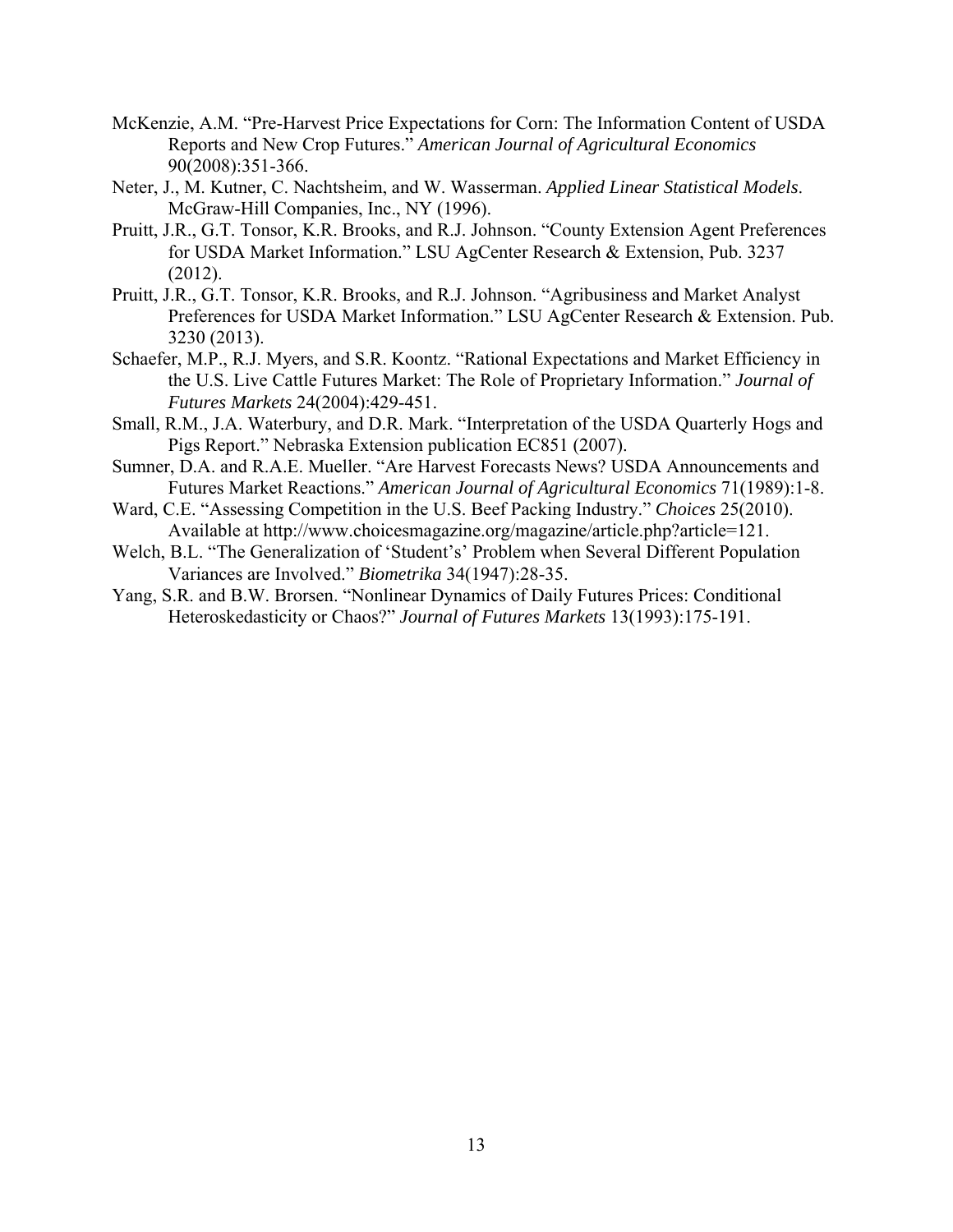McKenzie, A.M. "Pre-Harvest Price Expectations for Corn: The Information Content of USDA Reports and New Crop Futures." *American Journal of Agricultural Economics* 90(2008):351-366.

Neter, J., M. Kutner, C. Nachtsheim, and W. Wasserman. *Applied Linear Statistical Models*. McGraw-Hill Companies, Inc., NY (1996).

Pruitt, J.R., G.T. Tonsor, K.R. Brooks, and R.J. Johnson. "County Extension Agent Preferences for USDA Market Information." LSU AgCenter Research & Extension, Pub. 3237 (2012).

Pruitt, J.R., G.T. Tonsor, K.R. Brooks, and R.J. Johnson. "Agribusiness and Market Analyst Preferences for USDA Market Information." LSU AgCenter Research & Extension. Pub. 3230 (2013).

Schaefer, M.P., R.J. Myers, and S.R. Koontz. "Rational Expectations and Market Efficiency in the U.S. Live Cattle Futures Market: The Role of Proprietary Information." *Journal of Futures Markets* 24(2004):429-451.

Small, R.M., J.A. Waterbury, and D.R. Mark. "Interpretation of the USDA Quarterly Hogs and Pigs Report." Nebraska Extension publication EC851 (2007).

Sumner, D.A. and R.A.E. Mueller. "Are Harvest Forecasts News? USDA Announcements and Futures Market Reactions." *American Journal of Agricultural Economics* 71(1989):1-8.

Ward, C.E. "Assessing Competition in the U.S. Beef Packing Industry." *Choices* 25(2010). Available at http://www.choicesmagazine.org/magazine/article.php?article=121.

Welch, B.L. "The Generalization of 'Student's' Problem when Several Different Population Variances are Involved." *Biometrika* 34(1947):28-35.

Yang, S.R. and B.W. Brorsen. "Nonlinear Dynamics of Daily Futures Prices: Conditional Heteroskedasticity or Chaos?" *Journal of Futures Markets* 13(1993):175-191.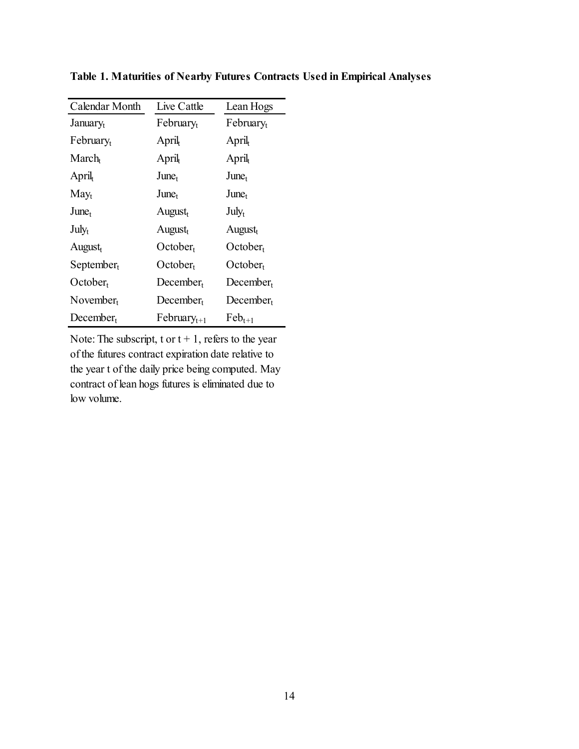**Table 1. Maturities of Nearby Futures Contracts Used in Empirical Analyses**

| Calendar Month | Live Cattle | Lean Hogs |
|---|---|---|
| January$_t$ | February$_t$ | February$_t$ |
| February$_t$ | April$_t$ | April$_t$ |
| March$_t$ | April$_t$ | April$_t$ |
| April$_t$ | June$_t$ | June$_t$ |
| May$_t$ | June$_t$ | June$_t$ |
| June$_t$ | August$_t$ | July$_t$ |
| July$_t$ | August$_t$ | August$_t$ |
| August$_t$ | October$_t$ | October$_t$ |
| September$_t$ | October$_t$ | October$_t$ |
| October$_t$ | December$_t$ | December$_t$ |
| November$_t$ | December$_t$ | December$_t$ |
| December$_t$ | February$_{t+1}$ | Feb$_{t+1}$ |

Note: The subscript, t or t + 1, refers to the year of the futures contract expiration date relative to the year t of the daily price being computed. May contract of lean hogs futures is eliminated due to low volume.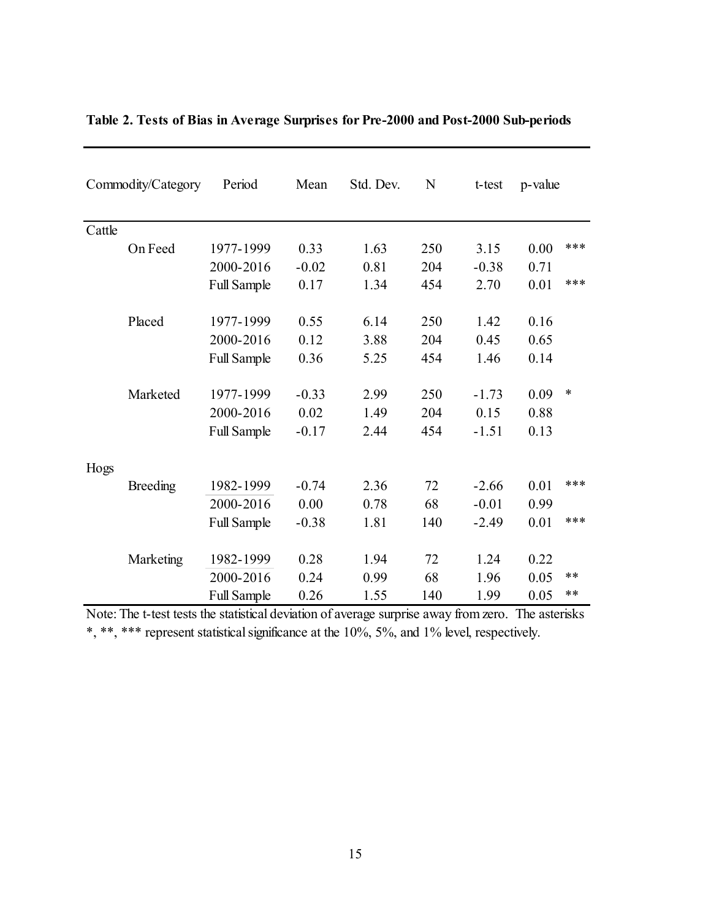**Table 2. Tests of Bias in Average Surprises for Pre-2000 and Post-2000 Sub-periods**

| Commodity/Category | | Period | Mean | Std. Dev. | N | t-test | p-value | |
|---|---|---|---|---|---|---|---|---|
| Cattle | | | | | | | | |
| | On Feed | 1977-1999 | 0.33 | 1.63 | 250 | 3.15 | 0.00 | *** |
| | | 2000-2016 | -0.02 | 0.81 | 204 | -0.38 | 0.71 | |
| | | Full Sample | 0.17 | 1.34 | 454 | 2.70 | 0.01 | *** |
| | Placed | 1977-1999 | 0.55 | 6.14 | 250 | 1.42 | 0.16 | |
| | | 2000-2016 | 0.12 | 3.88 | 204 | 0.45 | 0.65 | |
| | | Full Sample | 0.36 | 5.25 | 454 | 1.46 | 0.14 | |
| | Marketed | 1977-1999 | -0.33 | 2.99 | 250 | -1.73 | 0.09 | * |
| | | 2000-2016 | 0.02 | 1.49 | 204 | 0.15 | 0.88 | |
| | | Full Sample | -0.17 | 2.44 | 454 | -1.51 | 0.13 | |
| Hogs | | | | | | | | |
| | Breeding | 1982-1999 | -0.74 | 2.36 | 72 | -2.66 | 0.01 | *** |
| | | 2000-2016 | 0.00 | 0.78 | 68 | -0.01 | 0.99 | |
| | | Full Sample | -0.38 | 1.81 | 140 | -2.49 | 0.01 | *** |
| | Marketing | 1982-1999 | 0.28 | 1.94 | 72 | 1.24 | 0.22 | |
| | | 2000-2016 | 0.24 | 0.99 | 68 | 1.96 | 0.05 | ** |
| | | Full Sample | 0.26 | 1.55 | 140 | 1.99 | 0.05 | ** |

Note: The t-test tests the statistical deviation of average surprise away from zero. The asterisks *, **, *** represent statistical significance at the 10%, 5%, and 1% level, respectively.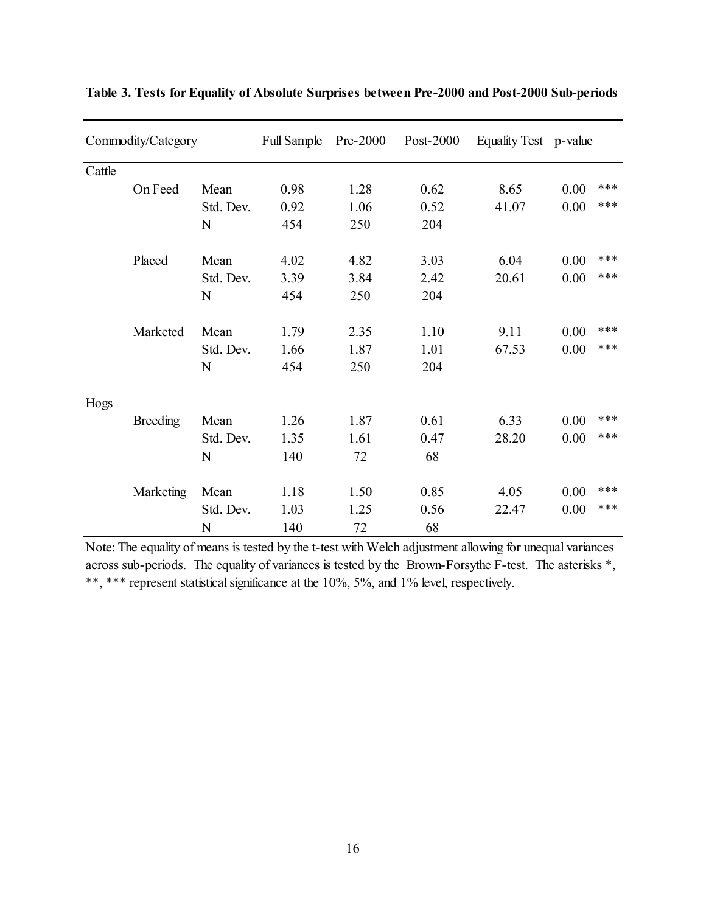**Table 3. Tests for Equality of Absolute Surprises between Pre-2000 and Post-2000 Sub-periods**

| Commodity/Category | | | Full Sample | Pre-2000 | Post-2000 | Equality Test | p-value | |
|---|---|---|---|---|---|---|---|---|
| Cattle | | | | | | | | |
| | On Feed | Mean | 0.98 | 1.28 | 0.62 | 8.65 | 0.00 | *** |
| | | Std. Dev. | 0.92 | 1.06 | 0.52 | 41.07 | 0.00 | *** |
| | | N | 454 | 250 | 204 | | | |
| | Placed | Mean | 4.02 | 4.82 | 3.03 | 6.04 | 0.00 | *** |
| | | Std. Dev. | 3.39 | 3.84 | 2.42 | 20.61 | 0.00 | *** |
| | | N | 454 | 250 | 204 | | | |
| | Marketed | Mean | 1.79 | 2.35 | 1.10 | 9.11 | 0.00 | *** |
| | | Std. Dev. | 1.66 | 1.87 | 1.01 | 67.53 | 0.00 | *** |
| | | N | 454 | 250 | 204 | | | |
| Hogs | | | | | | | | |
| | Breeding | Mean | 1.26 | 1.87 | 0.61 | 6.33 | 0.00 | *** |
| | | Std. Dev. | 1.35 | 1.61 | 0.47 | 28.20 | 0.00 | *** |
| | | N | 140 | 72 | 68 | | | |
| | Marketing | Mean | 1.18 | 1.50 | 0.85 | 4.05 | 0.00 | *** |
| | | Std. Dev. | 1.03 | 1.25 | 0.56 | 22.47 | 0.00 | *** |
| | | N | 140 | 72 | 68 | | | |

Note: The equality of means is tested by the t-test with Welch adjustment allowing for unequal variances across sub-periods. The equality of variances is tested by the Brown-Forsythe F-test. The asterisks *, **, *** represent statistical significance at the 10%, 5%, and 1% level, respectively.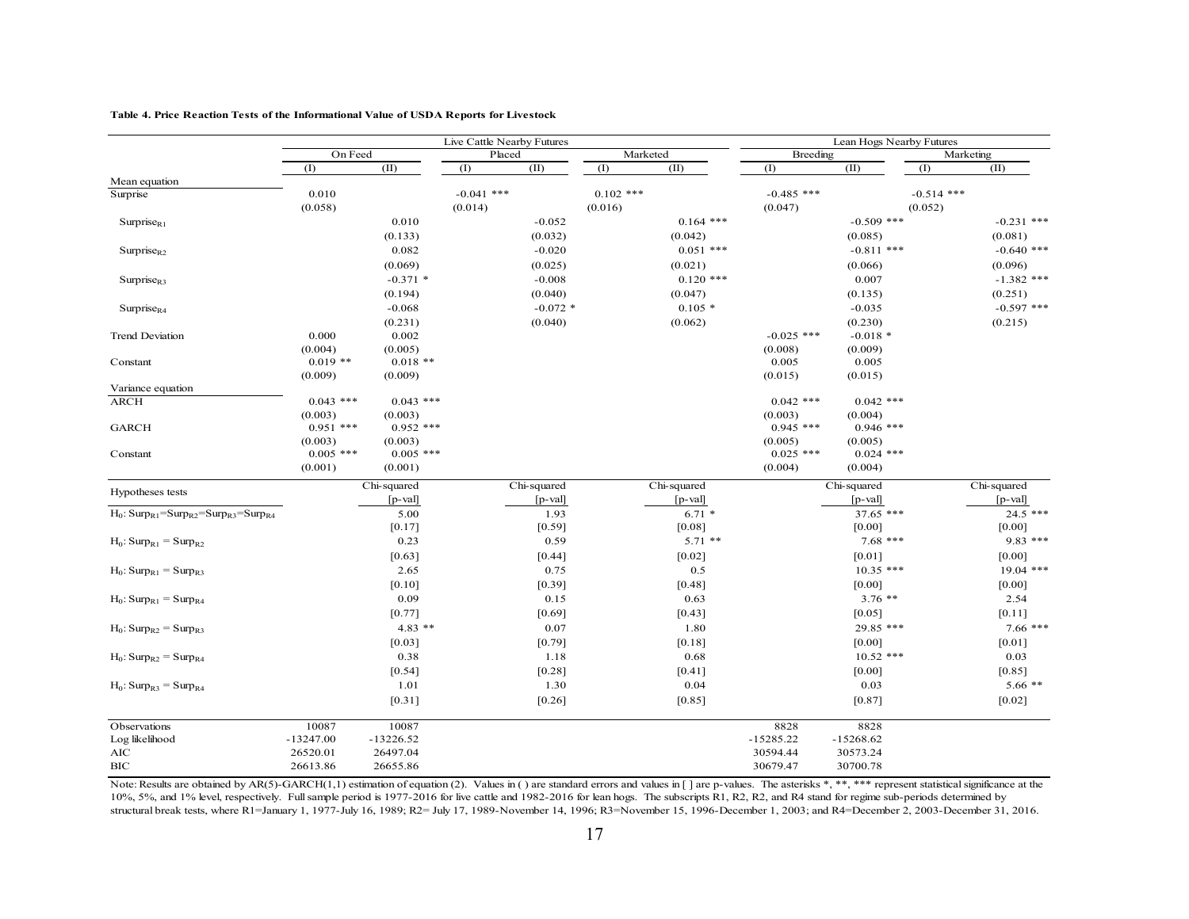**Table 4. Price Reaction Tests of the Informational Value of USDA Reports for Livestock**

| | Live Cattle Nearby Futures | | | | | | Lean Hogs Nearby Futures | | | |
|---|---|---|---|---|---|---|---|---|---|---|
| | On Feed | | Placed | | Marketed | | Breeding | | Marketing | |
| | (I) | (II) | (I) | (II) | (I) | (II) | (I) | (II) | (I) | (II) |
| Mean equation | | | | | | | | | | |
| Surprise | 0.010 | | -0.041 *** | | 0.102 *** | | -0.485 *** | | -0.514 *** | |
| | (0.058) | | (0.014) | | (0.016) | | (0.047) | | (0.052) | |
| $Surprise_{R1}$ | | 0.010 | | -0.052 | | 0.164 *** | | -0.509 *** | | -0.231 *** |
| | | (0.133) | | (0.032) | | (0.042) | | (0.085) | | (0.081) |
| $Surprise_{R2}$ | | 0.082 | | -0.020 | | 0.051 *** | | -0.811 *** | | -0.640 *** |
| | | (0.069) | | (0.025) | | (0.021) | | (0.066) | | (0.096) |
| $Surprise_{R3}$ | | -0.371 * | | -0.008 | | 0.120 *** | | 0.007 | | -1.382 *** |
| | | (0.194) | | (0.040) | | (0.047) | | (0.135) | | (0.251) |
| $Surprise_{R4}$ | | -0.068 | | -0.072 * | | 0.105 * | | -0.035 | | -0.597 *** |
| | | (0.231) | | (0.040) | | (0.062) | | (0.230) | | (0.215) |
| Trend Deviation | 0.000 | 0.002 | | | | | -0.025 *** | -0.018 * | | |
| | (0.004) | (0.005) | | | | | (0.008) | (0.009) | | |
| Constant | 0.019 ** | 0.018 ** | | | | | 0.005 | 0.005 | | |
| | (0.009) | (0.009) | | | | | (0.015) | (0.015) | | |
| Variance equation | | | | | | | | | | |
| ARCH | 0.043 *** | 0.043 *** | | | | | 0.042 *** | 0.042 *** | | |
| | (0.003) | (0.003) | | | | | (0.003) | (0.004) | | |
| GARCH | 0.951 *** | 0.952 *** | | | | | 0.945 *** | 0.946 *** | | |
| | (0.003) | (0.003) | | | | | (0.005) | (0.005) | | |
| Constant | 0.005 *** | 0.005 *** | | | | | 0.025 *** | 0.024 *** | | |
| | (0.001) | (0.001) | | | | | (0.004) | (0.004) | | |
| Hypotheses tests | | Chi-squared [p-val] | | Chi-squared [p-val] | | Chi-squared [p-val] | | Chi-squared [p-val] | | Chi-squared [p-val] |
| $H_0$: $Surp_{R1}=Surp_{R2}=Surp_{R3}=Surp_{R4}$ | | 5.00 | | 1.93 | | 6.71 * | | 37.65 *** | | 24.5 *** |
| | | [0.17] | | [0.59] | | [0.08] | | [0.00] | | [0.00] |
| $H_0$: $Surp_{R1} = Surp_{R2}$ | | 0.23 | | 0.59 | | 5.71 ** | | 7.68 *** | | 9.83 *** |
| | | [0.63] | | [0.44] | | [0.02] | | [0.01] | | [0.00] |
| $H_0$: $Surp_{R1} = Surp_{R3}$ | | 2.65 | | 0.75 | | 0.5 | | 10.35 *** | | 19.04 *** |
| | | [0.10] | | [0.39] | | [0.48] | | [0.00] | | [0.00] |
| $H_0$: $Surp_{R1} = Surp_{R4}$ | | 0.09 | | 0.15 | | 0.63 | | 3.76 ** | | 2.54 |
| | | [0.77] | | [0.69] | | [0.43] | | [0.05] | | [0.11] |
| $H_0$: $Surp_{R2} = Surp_{R3}$ | | 4.83 ** | | 0.07 | | 1.80 | | 29.85 *** | | 7.66 *** |
| | | [0.03] | | [0.79] | | [0.18] | | [0.00] | | [0.01] |
| $H_0$: $Surp_{R2} = Surp_{R4}$ | | 0.38 | | 1.18 | | 0.68 | | 10.52 *** | | 0.03 |
| | | [0.54] | | [0.28] | | [0.41] | | [0.00] | | [0.85] |
| $H_0$: $Surp_{R3} = Surp_{R4}$ | | 1.01 | | 1.30 | | 0.04 | | 0.03 | | 5.66 ** |
| | | [0.31] | | [0.26] | | [0.85] | | [0.87] | | [0.02] |
| Observations | 10087 | 10087 | | | | | 8828 | 8828 | | |
| Log likelihood | -13247.00 | -13226.52 | | | | | -15285.22 | -15268.62 | | |
| AIC | 26520.01 | 26497.04 | | | | | 30594.44 | 30573.24 | | |
| BIC | 26613.86 | 26655.86 | | | | | 30679.47 | 30700.78 | | |

Note: Results are obtained by AR(5)-GARCH(1,1) estimation of equation (2). Values in ( ) are standard errors and values in [ ] are p-values. The asterisks *, **, *** represent statistical significance at the 10%, 5%, and 1% level, respectively. Full sample period is 1977-2016 for live cattle and 1982-2016 for lean hogs. The subscripts R1, R2, R2, and R4 stand for regime sub-periods determined by structural break tests, where R1=January 1, 1977-July 16, 1989; R2= July 17, 1989-November 14, 1996; R3=November 15, 1996-December 1, 2003; and R4=December 2, 2003-December 31, 2016.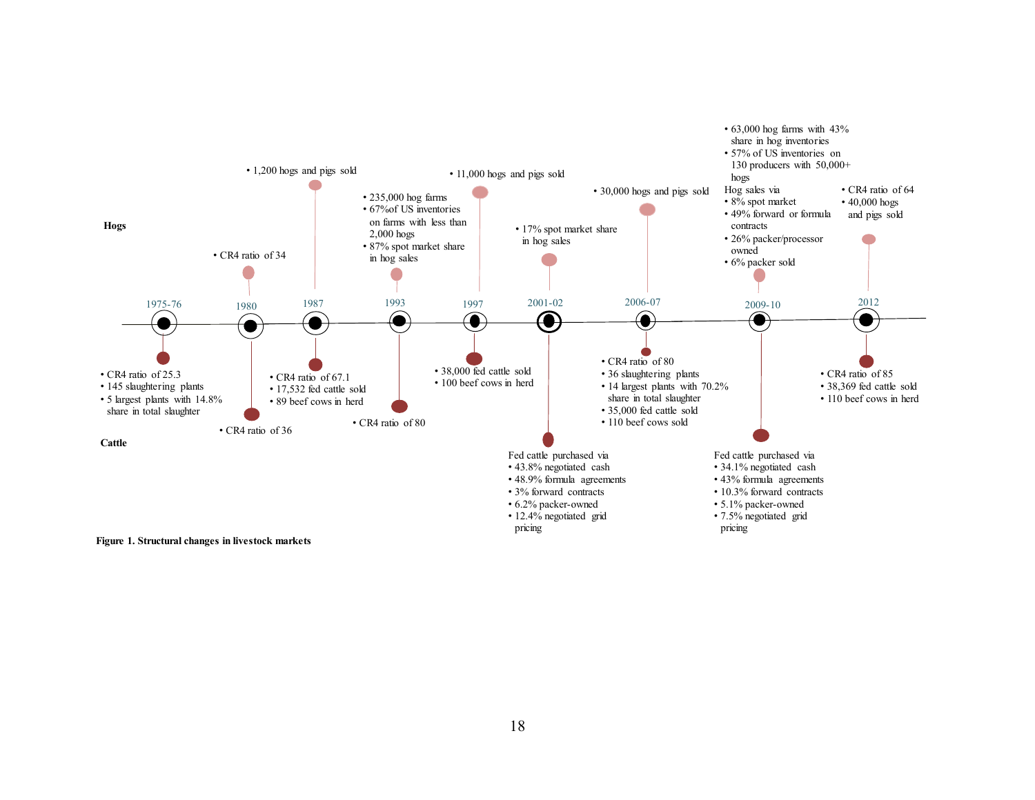**Hogs**

- **1980**
  - CR4 ratio of 34
- **1987**
  - 1,200 hogs and pigs sold
- **1993**
  - 235,000 hog farms
  - 67%of US inventories on farms with less than 2,000 hogs
  - 87% spot market share in hog sales
- **1997**
  - 11,000 hogs and pigs sold
- **2001-02**
  - 17% spot market share in hog sales
- **2006-07**
  - 30,000 hogs and pigs sold
- **2009-10**
  - 63,000 hog farms with 43% share in hog inventories
  - 57% of US inventories on 130 producers with 50,000+ hogs
  - Hog sales via
    - 8% spot market
    - 49% forward or formula contracts
    - 26% packer/processor owned
    - 6% packer sold
- **2012**
  - CR4 ratio of 64
  - 40,000 hogs and pigs sold

**Cattle**

- **1975-76**
  - CR4 ratio of 25.3
  - 145 slaughtering plants
  - 5 largest plants with 14.8% share in total slaughter
- **1980**
  - CR4 ratio of 36
- **1987**
  - CR4 ratio of 67.1
  - 17,532 fed cattle sold
  - 89 beef cows in herd
- **1993**
  - CR4 ratio of 80
- **1997**
  - 38,000 fed cattle sold
  - 100 beef cows in herd
- **2001-02**
  - Fed cattle purchased via
    - 43.8% negotiated cash
    - 48.9% formula agreements
    - 3% forward contracts
    - 6.2% packer-owned
    - 12.4% negotiated grid pricing
- **2006-07**
  - CR4 ratio of 80
  - 36 slaughtering plants
  - 14 largest plants with 70.2% share in total slaughter
  - 35,000 fed cattle sold
  - 110 beef cows sold
- **2009-10**
  - Fed cattle purchased via
    - 34.1% negotiated cash
    - 43% formula agreements
    - 10.3% forward contracts
    - 5.1% packer-owned
    - 7.5% negotiated grid pricing
- **2012**
  - CR4 ratio of 85
  - 38,369 fed cattle sold
  - 110 beef cows in herd

**Figure 1. Structural changes in livestock markets**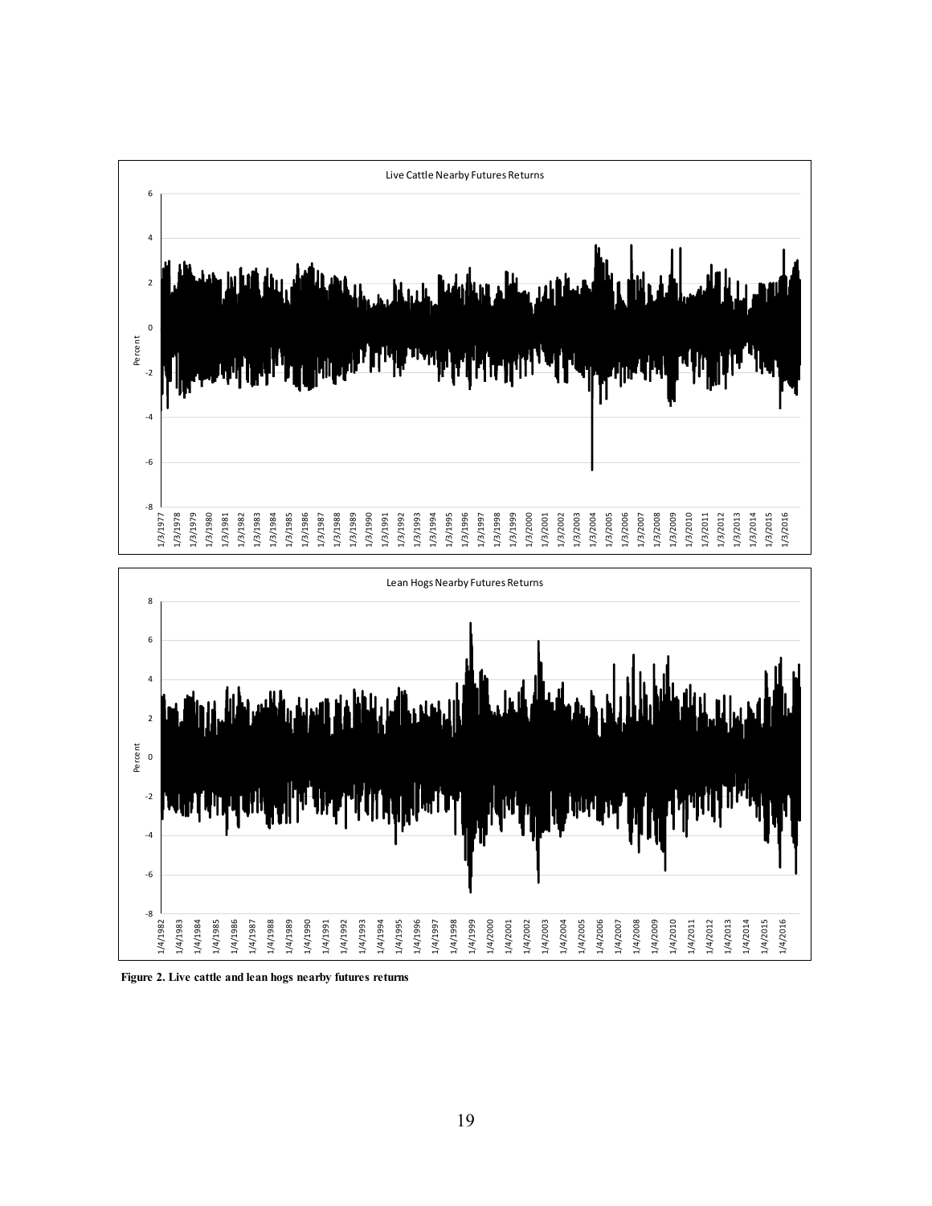**Figure 2. Live cattle and lean hogs nearby futures returns**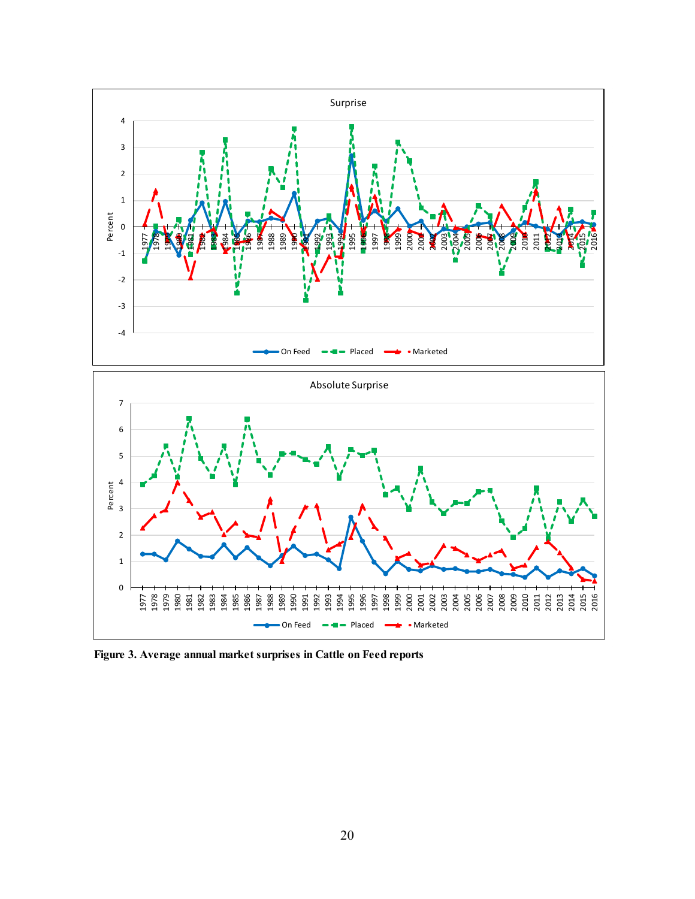**Figure 3. Average annual market surprises in Cattle on Feed reports**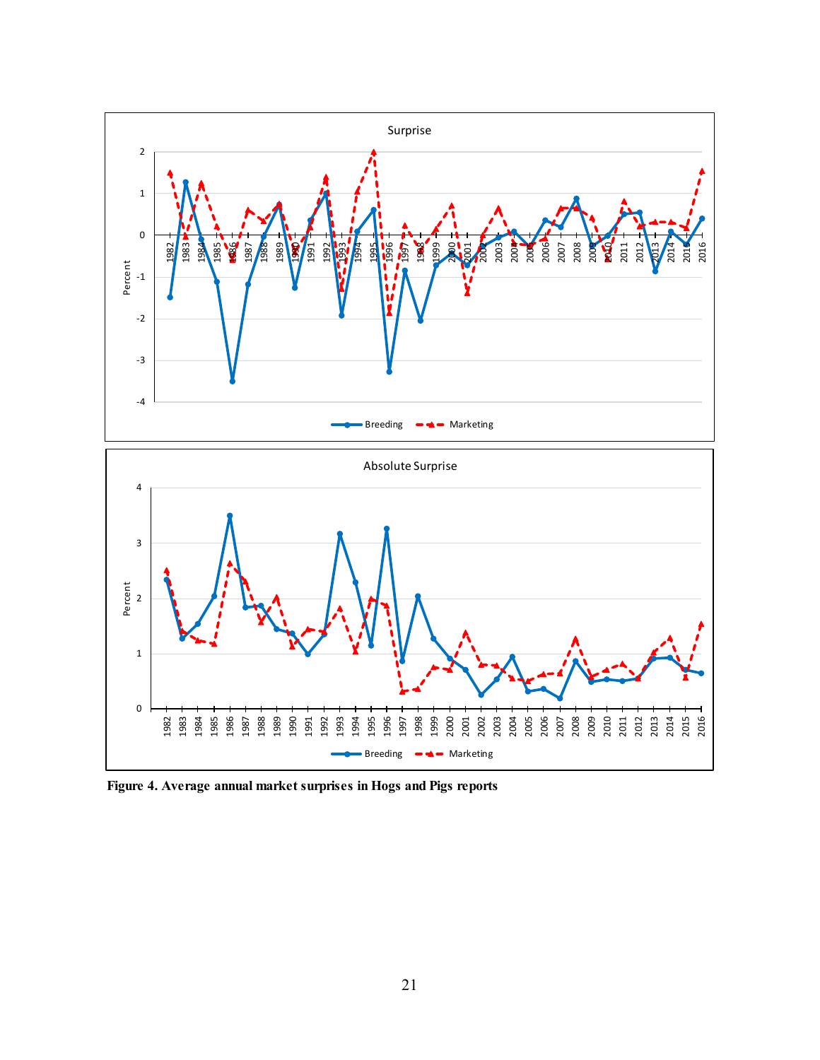**Figure 4. Average annual market surprises in Hogs and Pigs reports**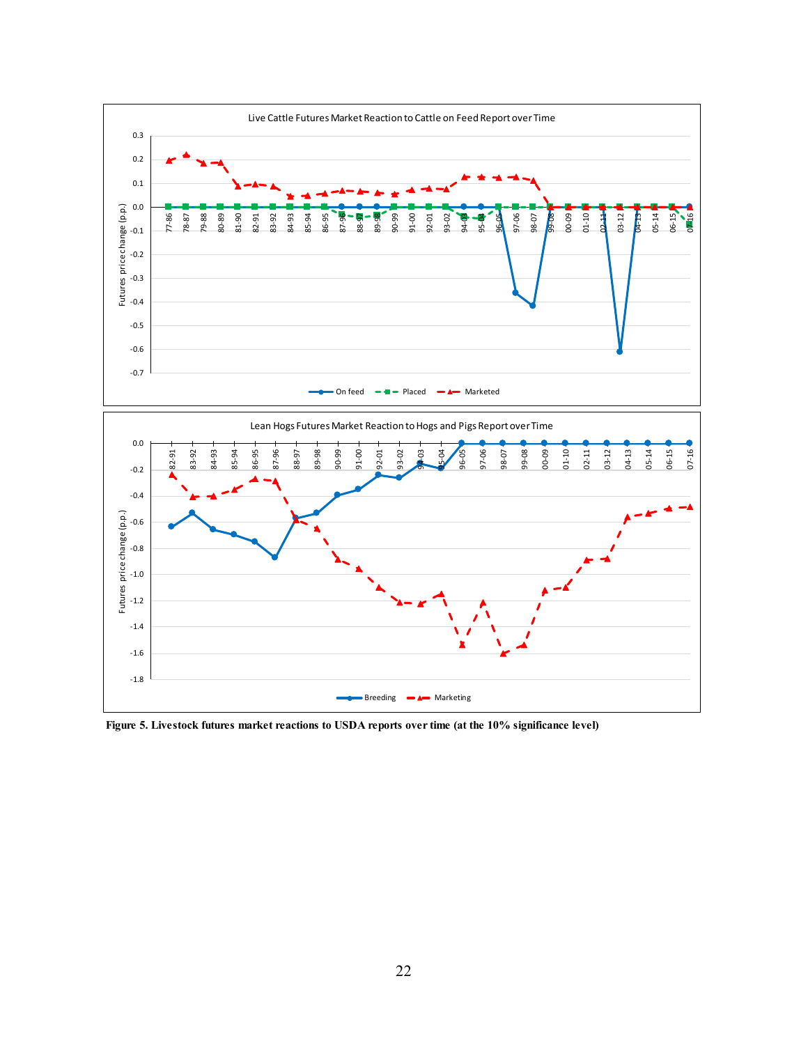**Figure 5. Livestock futures market reactions to USDA reports over time (at the 10% significance level)**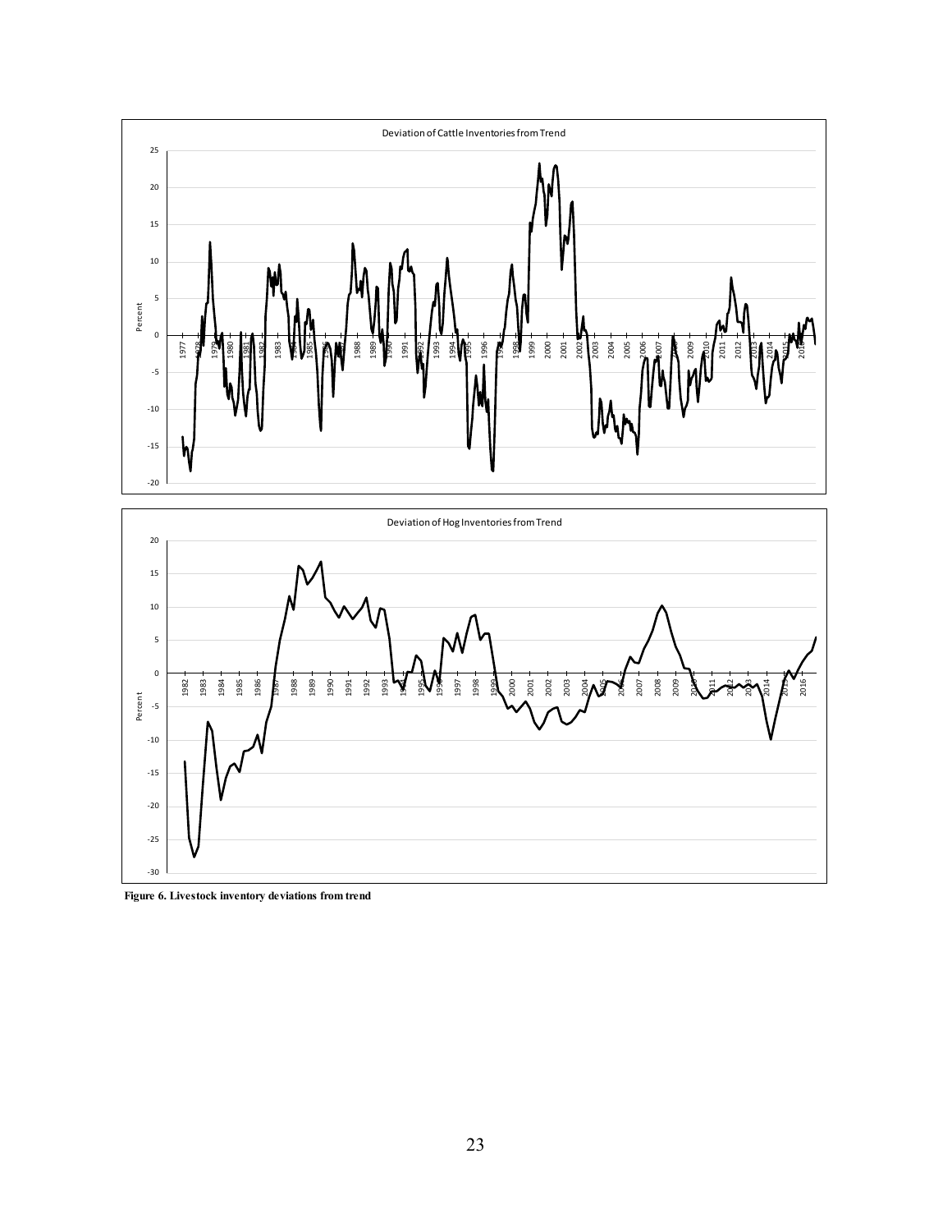Deviation of Cattle Inventories from Trend

Percent

25
20
15
10
5
0
-5
-10
-15
-20

1977 1978 1979 1980 1981 1982 1983 1984 1985 1986 1987 1988 1989 1990 1991 1992 1993 1994 1995 1996 1997 1998 1999 2000 2001 2002 2003 2004 2005 2006 2007 2008 2009 2010 2011 2012 2013 2014 2015 2016

Deviation of Hog Inventories from Trend

Percent

20
15
10
5
0
-5
-10
-15
-20
-25
-30

1982 1983 1984 1985 1986 1987 1988 1989 1990 1991 1992 1993 1994 1995 1996 1997 1998 1999 2000 2001 2002 2003 2004 2005 2006 2007 2008 2009 2010 2011 2012 2013 2014 2015 2016

**Figure 6. Livestock inventory deviations from trend**